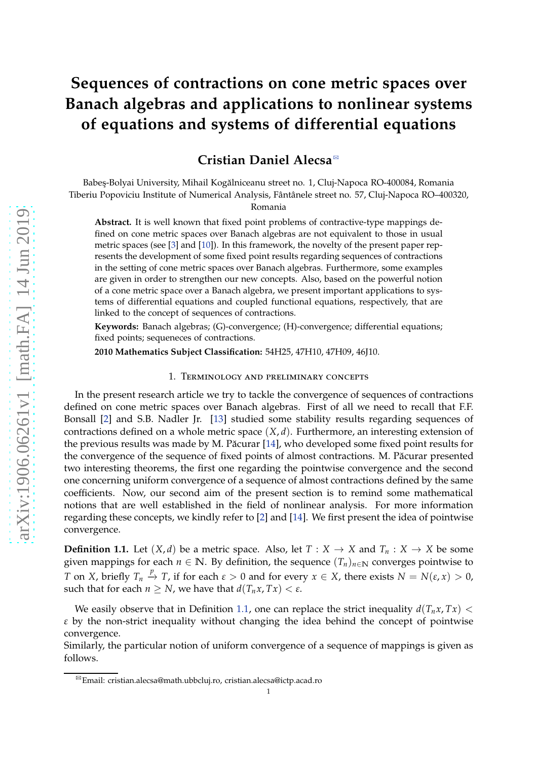# Sequences of contractions on cone metric spaces over Banach algebras and applications to nonlinear systems of equations and systems of differential equations

**Cristian Daniel Alecsa**[✉]

Babeş-Bolyai University, Mihail Kogălniceanu street no. 1, Cluj-Napoca RO-400084, Romania
Tiberiu Popoviciu Institute of Numerical Analysis, Fântânele street no. 57, Cluj-Napoca RO–400320, Romania

**Abstract.** It is well known that fixed point problems of contractive-type mappings defined on cone metric spaces over Banach algebras are not equivalent to those in usual metric spaces (see [3] and [10]). In this framework, the novelty of the present paper represents the development of some fixed point results regarding sequences of contractions in the setting of cone metric spaces over Banach algebras. Furthermore, some examples are given in order to strengthen our new concepts. Also, based on the powerful notion of a cone metric space over a Banach algebra, we present important applications to systems of differential equations and coupled functional equations, respectively, that are linked to the concept of sequences of contractions.

**Keywords:** Banach algebras; (G)-convergence; (H)-convergence; differential equations; fixed points; sequeneces of contractions.

**2010 Mathematics Subject Classification:** 54H25, 47H10, 47H09, 46J10.

## 1. Terminology and preliminary concepts

In the present research article we try to tackle the convergence of sequences of contractions defined on cone metric spaces over Banach algebras. First of all we need to recall that F.F. Bonsall [2] and S.B. Nadler Jr. [13] studied some stability results regarding sequences of contractions defined on a whole metric space $(X, d)$. Furthermore, an interesting extension of the previous results was made by M. Păcurar [14], who developed some fixed point results for the convergence of the sequence of fixed points of almost contractions. M. Păcurar presented two interesting theorems, the first one regarding the pointwise convergence and the second one concerning uniform convergence of a sequence of almost contractions defined by the same coefficients. Now, our second aim of the present section is to remind some mathematical notions that are well established in the field of nonlinear analysis. For more information regarding these concepts, we kindly refer to [2] and [14]. We first present the idea of pointwise convergence.

**Definition 1.1.** Let $(X, d)$ be a metric space. Also, let $T : X \to X$ and $T_n : X \to X$ be some given mappings for each $n \in \mathbb{N}$. By definition, the sequence $(T_n)_{n\in\mathbb{N}}$ converges pointwise to $T$ on $X$, briefly $T_n \xrightarrow{p} T$, if for each $\varepsilon > 0$ and for every $x \in X$, there exists $N = N(\varepsilon, x) > 0$, such that for each $n \geq N$, we have that $d(T_n x, Tx) < \varepsilon$.

We easily observe that in Definition 1.1, one can replace the strict inequality $d(T_n x, Tx) < \varepsilon$ by the non-strict inequality without changing the idea behind the concept of pointwise convergence.
Similarly, the particular notion of uniform convergence of a sequence of mappings is given as follows.

[✉]Email: cristian.alecsa@math.ubbcluj.ro, cristian.alecsa@ictp.acad.ro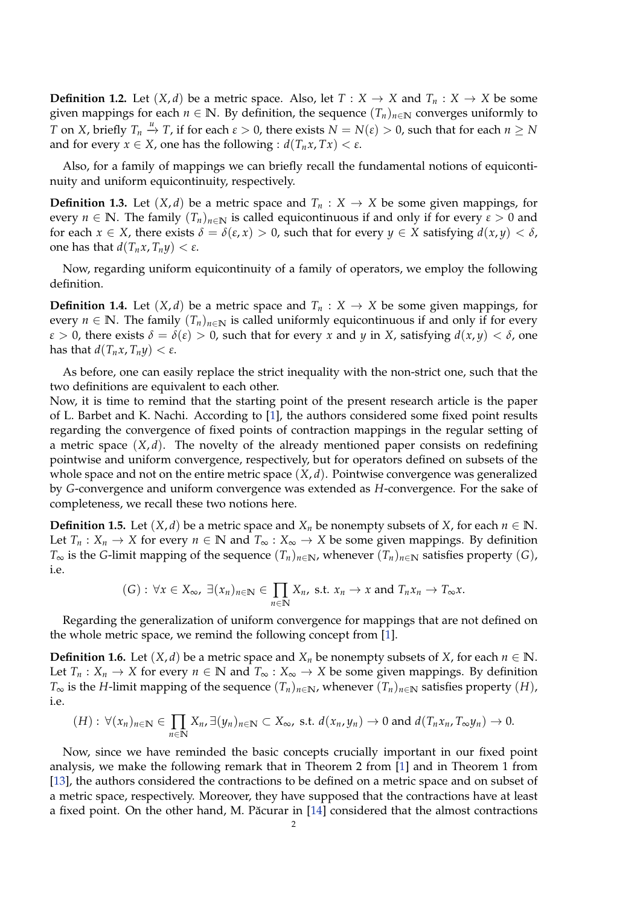**Definition 1.2.** Let $(X, d)$ be a metric space. Also, let $T : X \to X$ and $T_n : X \to X$ be some given mappings for each $n \in \mathbb{N}$. By definition, the sequence $(T_n)_{n\in\mathbb{N}}$ converges uniformly to $T$ on $X$, briefly $T_n \xrightarrow{u} T$, if for each $\varepsilon > 0$, there exists $N = N(\varepsilon) > 0$, such that for each $n \geq N$ and for every $x \in X$, one has the following : $d(T_n x, Tx) < \varepsilon$.

Also, for a family of mappings we can briefly recall the fundamental notions of equicontinuity and uniform equicontinuity, respectively.

**Definition 1.3.** Let $(X, d)$ be a metric space and $T_n : X \to X$ be some given mappings, for every $n \in \mathbb{N}$. The family $(T_n)_{n\in\mathbb{N}}$ is called equicontinuous if and only if for every $\varepsilon > 0$ and for each $x \in X$, there exists $\delta = \delta(\varepsilon, x) > 0$, such that for every $y \in X$ satisfying $d(x, y) < \delta$, one has that $d(T_n x, T_n y) < \varepsilon$.

Now, regarding uniform equicontinuity of a family of operators, we employ the following definition.

**Definition 1.4.** Let $(X, d)$ be a metric space and $T_n : X \to X$ be some given mappings, for every $n \in \mathbb{N}$. The family $(T_n)_{n\in\mathbb{N}}$ is called uniformly equicontinuous if and only if for every $\varepsilon > 0$, there exists $\delta = \delta(\varepsilon) > 0$, such that for every $x$ and $y$ in $X$, satisfying $d(x, y) < \delta$, one has that $d(T_n x, T_n y) < \varepsilon$.

As before, one can easily replace the strict inequality with the non-strict one, such that the two definitions are equivalent to each other.
Now, it is time to remind that the starting point of the present research article is the paper of L. Barbet and K. Nachi. According to [1], the authors considered some fixed point results regarding the convergence of fixed points of contraction mappings in the regular setting of a metric space $(X, d)$. The novelty of the already mentioned paper consists on redefining pointwise and uniform convergence, respectively, but for operators defined on subsets of the whole space and not on the entire metric space $(X, d)$. Pointwise convergence was generalized by $G$-convergence and uniform convergence was extended as $H$-convergence. For the sake of completeness, we recall these two notions here.

**Definition 1.5.** Let $(X, d)$ be a metric space and $X_n$ be nonempty subsets of $X$, for each $n \in \mathbb{N}$. Let $T_n : X_n \to X$ for every $n \in \mathbb{N}$ and $T_\infty : X_\infty \to X$ be some given mappings. By definition $T_\infty$ is the $G$-limit mapping of the sequence $(T_n)_{n\in\mathbb{N}}$, whenever $(T_n)_{n\in\mathbb{N}}$ satisfies property $(G)$, i.e.

$$(G) : \forall x \in X_\infty, \ \exists (x_n)_{n\in\mathbb{N}} \in \prod_{n\in\mathbb{N}} X_n, \text{ s.t. } x_n \to x \text{ and } T_n x_n \to T_\infty x.$$

Regarding the generalization of uniform convergence for mappings that are not defined on the whole metric space, we remind the following concept from [1].

**Definition 1.6.** Let $(X, d)$ be a metric space and $X_n$ be nonempty subsets of $X$, for each $n \in \mathbb{N}$. Let $T_n : X_n \to X$ for every $n \in \mathbb{N}$ and $T_\infty : X_\infty \to X$ be some given mappings. By definition $T_\infty$ is the $H$-limit mapping of the sequence $(T_n)_{n\in\mathbb{N}}$, whenever $(T_n)_{n\in\mathbb{N}}$ satisfies property $(H)$, i.e.

$$(H) : \forall (x_n)_{n\in\mathbb{N}} \in \prod_{n\in\mathbb{N}} X_n, \exists (y_n)_{n\in\mathbb{N}} \subset X_\infty, \text{ s.t. } d(x_n, y_n) \to 0 \text{ and } d(T_n x_n, T_\infty y_n) \to 0.$$

Now, since we have reminded the basic concepts crucially important in our fixed point analysis, we make the following remark that in Theorem 2 from [1] and in Theorem 1 from [13], the authors considered the contractions to be defined on a metric space and on subset of a metric space, respectively. Moreover, they have supposed that the contractions have at least a fixed point. On the other hand, M. Păcurar in [14] considered that the almost contractions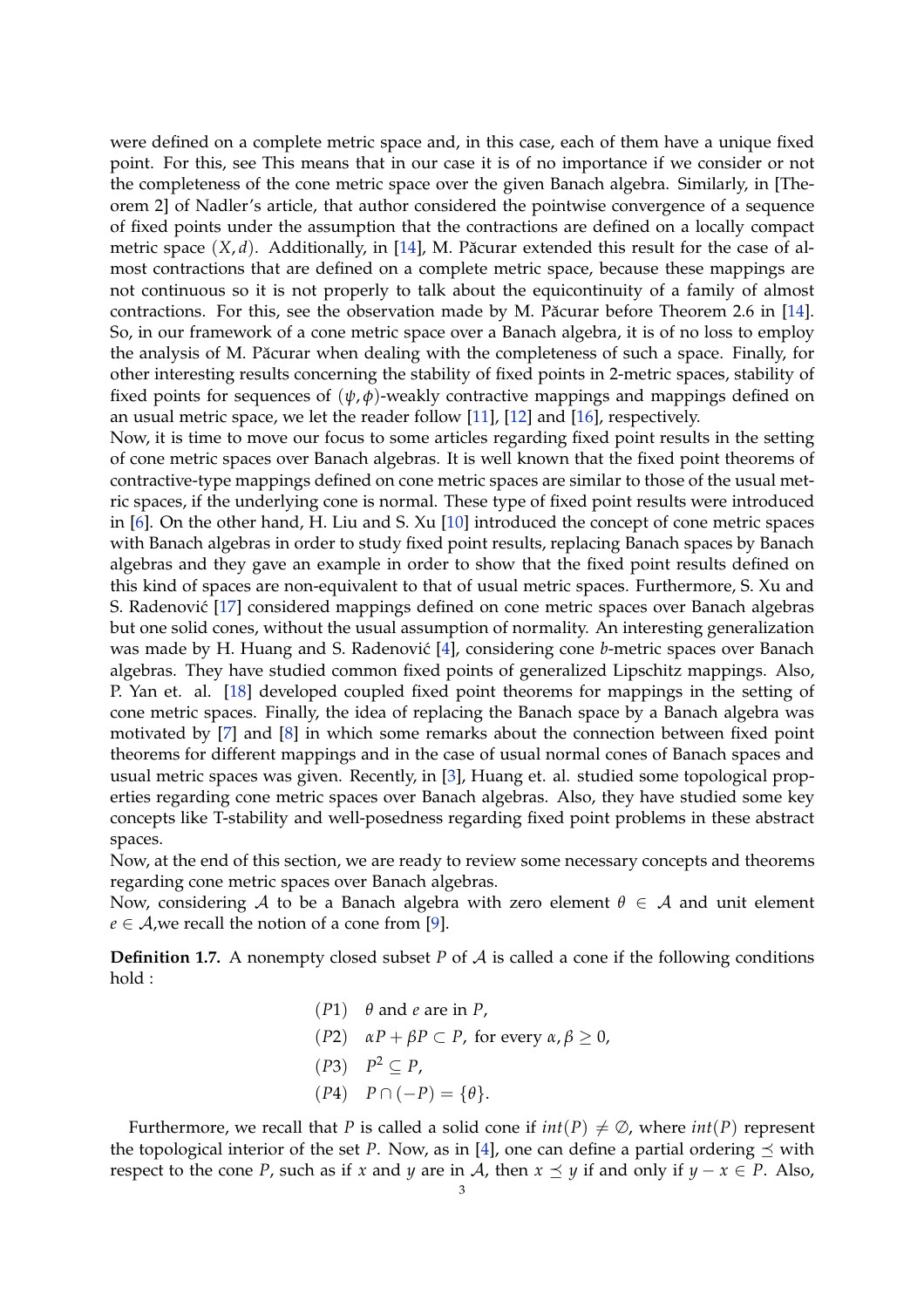were defined on a complete metric space and, in this case, each of them have a unique fixed point. For this, see This means that in our case it is of no importance if we consider or not the completeness of the cone metric space over the given Banach algebra. Similarly, in [Theorem 2] of Nadler's article, that author considered the pointwise convergence of a sequence of fixed points under the assumption that the contractions are defined on a locally compact metric space $(X, d)$. Additionally, in [14], M. Păcurar extended this result for the case of almost contractions that are defined on a complete metric space, because these mappings are not continuous so it is not properly to talk about the equicontinuity of a family of almost contractions. For this, see the observation made by M. Păcurar before Theorem 2.6 in [14]. So, in our framework of a cone metric space over a Banach algebra, it is of no loss to employ the analysis of M. Păcurar when dealing with the completeness of such a space. Finally, for other interesting results concerning the stability of fixed points in 2-metric spaces, stability of fixed points for sequences of $(\psi, \phi)$-weakly contractive mappings and mappings defined on an usual metric space, we let the reader follow [11], [12] and [16], respectively.

Now, it is time to move our focus to some articles regarding fixed point results in the setting of cone metric spaces over Banach algebras. It is well known that the fixed point theorems of contractive-type mappings defined on cone metric spaces are similar to those of the usual metric spaces, if the underlying cone is normal. These type of fixed point results were introduced in [6]. On the other hand, H. Liu and S. Xu [10] introduced the concept of cone metric spaces with Banach algebras in order to study fixed point results, replacing Banach spaces by Banach algebras and they gave an example in order to show that the fixed point results defined on this kind of spaces are non-equivalent to that of usual metric spaces. Furthermore, S. Xu and S. Radenović [17] considered mappings defined on cone metric spaces over Banach algebras but one solid cones, without the usual assumption of normality. An interesting generalization was made by H. Huang and S. Radenović [4], considering cone $b$-metric spaces over Banach algebras. They have studied common fixed points of generalized Lipschitz mappings. Also, P. Yan et. al. [18] developed coupled fixed point theorems for mappings in the setting of cone metric spaces. Finally, the idea of replacing the Banach space by a Banach algebra was motivated by [7] and [8] in which some remarks about the connection between fixed point theorems for different mappings and in the case of usual normal cones of Banach spaces and usual metric spaces was given. Recently, in [3], Huang et. al. studied some topological properties regarding cone metric spaces over Banach algebras. Also, they have studied some key concepts like T-stability and well-posedness regarding fixed point problems in these abstract spaces.

Now, at the end of this section, we are ready to review some necessary concepts and theorems regarding cone metric spaces over Banach algebras.

Now, considering $\mathcal{A}$ to be a Banach algebra with zero element $\theta \in \mathcal{A}$ and unit element $e \in \mathcal{A}$,we recall the notion of a cone from [9].

**Definition 1.7.** A nonempty closed subset $P$ of $\mathcal{A}$ is called a cone if the following conditions hold :

$$
\begin{aligned}
&(P1) \quad \theta \text{ and } e \text{ are in } P,\\
&(P2) \quad \alpha P + \beta P \subset P, \text{ for every } \alpha, \beta \geq 0,\\
&(P3) \quad P^2 \subseteq P,\\
&(P4) \quad P \cap (-P) = \{\theta\}.
\end{aligned}
$$

Furthermore, we recall that $P$ is called a solid cone if $int(P) \neq \emptyset$, where $int(P)$ represent the topological interior of the set $P$. Now, as in [4], one can define a partial ordering $\preceq$ with respect to the cone $P$, such as if $x$ and $y$ are in $\mathcal{A}$, then $x \preceq y$ if and only if $y - x \in P$. Also,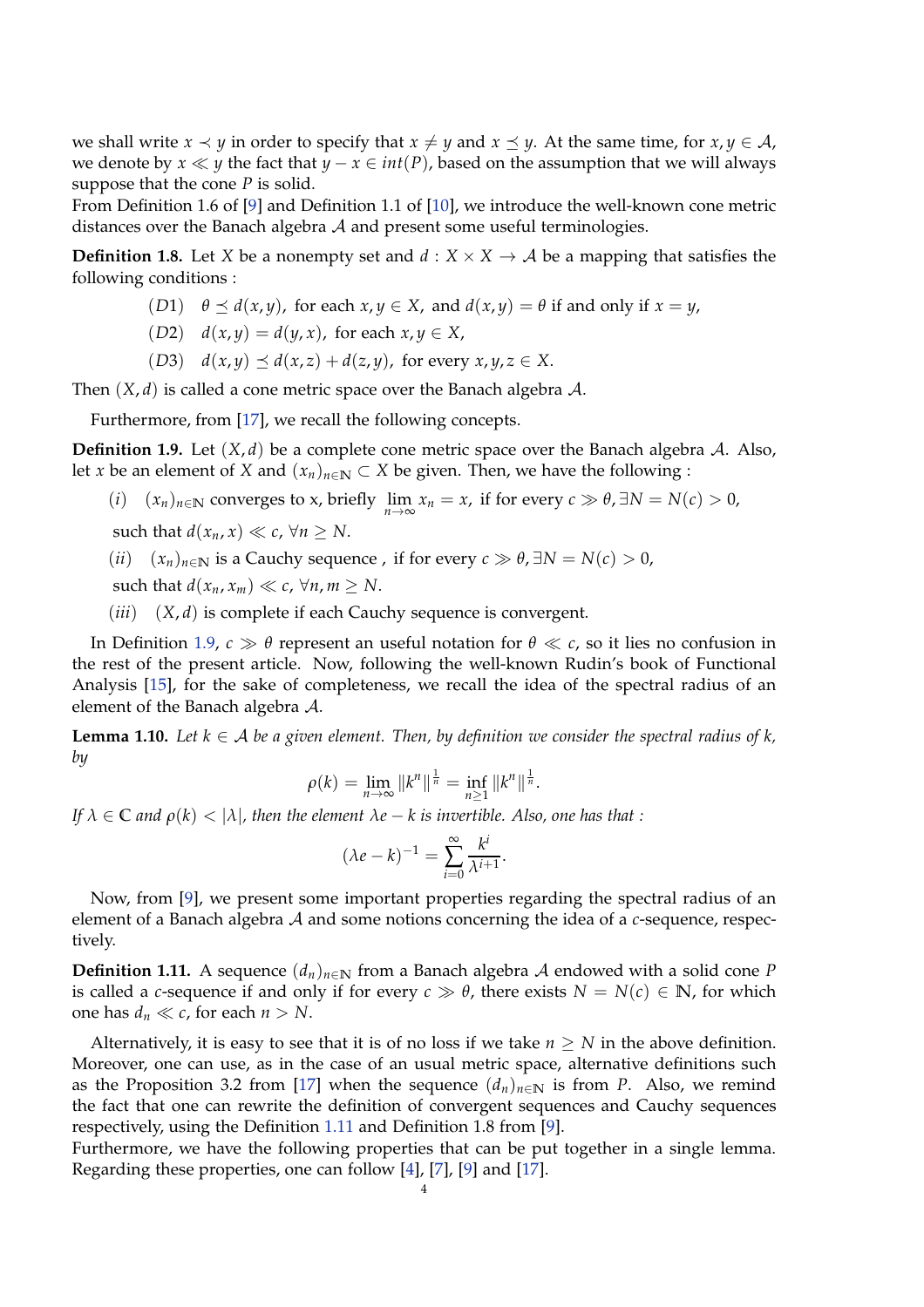we shall write $x \prec y$ in order to specify that $x \neq y$ and $x \preceq y$. At the same time, for $x, y \in \mathcal{A}$, we denote by $x \ll y$ the fact that $y - x \in int(P)$, based on the assumption that we will always suppose that the cone $P$ is solid.
From Definition 1.6 of [9] and Definition 1.1 of [10], we introduce the well-known cone metric distances over the Banach algebra $\mathcal{A}$ and present some useful terminologies.

**Definition 1.8.** Let $X$ be a nonempty set and $d : X \times X \to \mathcal{A}$ be a mapping that satisfies the following conditions :

$(D1)$ $\theta \preceq d(x, y)$, for each $x, y \in X$, and $d(x, y) = \theta$ if and only if $x = y$,

$(D2)$ $d(x, y) = d(y, x)$, for each $x, y \in X$,

$(D3)$ $d(x, y) \preceq d(x, z) + d(z, y)$, for every $x, y, z \in X$.

Then $(X, d)$ is called a cone metric space over the Banach algebra $\mathcal{A}$.

Furthermore, from [17], we recall the following concepts.

**Definition 1.9.** Let $(X, d)$ be a complete cone metric space over the Banach algebra $\mathcal{A}$. Also, let $x$ be an element of $X$ and $(x_n)_{n\in\mathbb{N}} \subset X$ be given. Then, we have the following :

$(i)$ $(x_n)_{n\in\mathbb{N}}$ converges to x, briefly $\lim_{n\to\infty} x_n = x$, if for every $c \gg \theta, \exists N = N(c) > 0$, such that $d(x_n, x) \ll c$, $\forall n \geq N$.

$(ii)$ $(x_n)_{n\in\mathbb{N}}$ is a Cauchy sequence , if for every $c \gg \theta, \exists N = N(c) > 0$, such that $d(x_n, x_m) \ll c$, $\forall n, m \geq N$.

$(iii)$ $(X, d)$ is complete if each Cauchy sequence is convergent.

In Definition 1.9, $c \gg \theta$ represent an useful notation for $\theta \ll c$, so it lies no confusion in the rest of the present article. Now, following the well-known Rudin's book of Functional Analysis [15], for the sake of completeness, we recall the idea of the spectral radius of an element of the Banach algebra $\mathcal{A}$.

**Lemma 1.10.** *Let $k \in \mathcal{A}$ be a given element. Then, by definition we consider the spectral radius of k, by*

$$\rho(k) = \lim_{n\to\infty} \|k^n\|^{\frac{1}{n}} = \inf_{n\geq 1} \|k^n\|^{\frac{1}{n}}.$$

*If $\lambda \in \mathbb{C}$ and $\rho(k) < |\lambda|$, then the element $\lambda e - k$ is invertible. Also, one has that :*

$$(\lambda e - k)^{-1} = \sum_{i=0}^{\infty} \frac{k^i}{\lambda^{i+1}}.$$

Now, from [9], we present some important properties regarding the spectral radius of an element of a Banach algebra $\mathcal{A}$ and some notions concerning the idea of a $c$-sequence, respectively.

**Definition 1.11.** A sequence $(d_n)_{n\in\mathbb{N}}$ from a Banach algebra $\mathcal{A}$ endowed with a solid cone $P$ is called a $c$-sequence if and only if for every $c \gg \theta$, there exists $N = N(c) \in \mathbb{N}$, for which one has $d_n \ll c$, for each $n > N$.

Alternatively, it is easy to see that it is of no loss if we take $n \geq N$ in the above definition. Moreover, one can use, as in the case of an usual metric space, alternative definitions such as the Proposition 3.2 from [17] when the sequence $(d_n)_{n\in\mathbb{N}}$ is from $P$. Also, we remind the fact that one can rewrite the definition of convergent sequences and Cauchy sequences respectively, using the Definition 1.11 and Definition 1.8 from [9].
Furthermore, we have the following properties that can be put together in a single lemma. Regarding these properties, one can follow [4], [7], [9] and [17].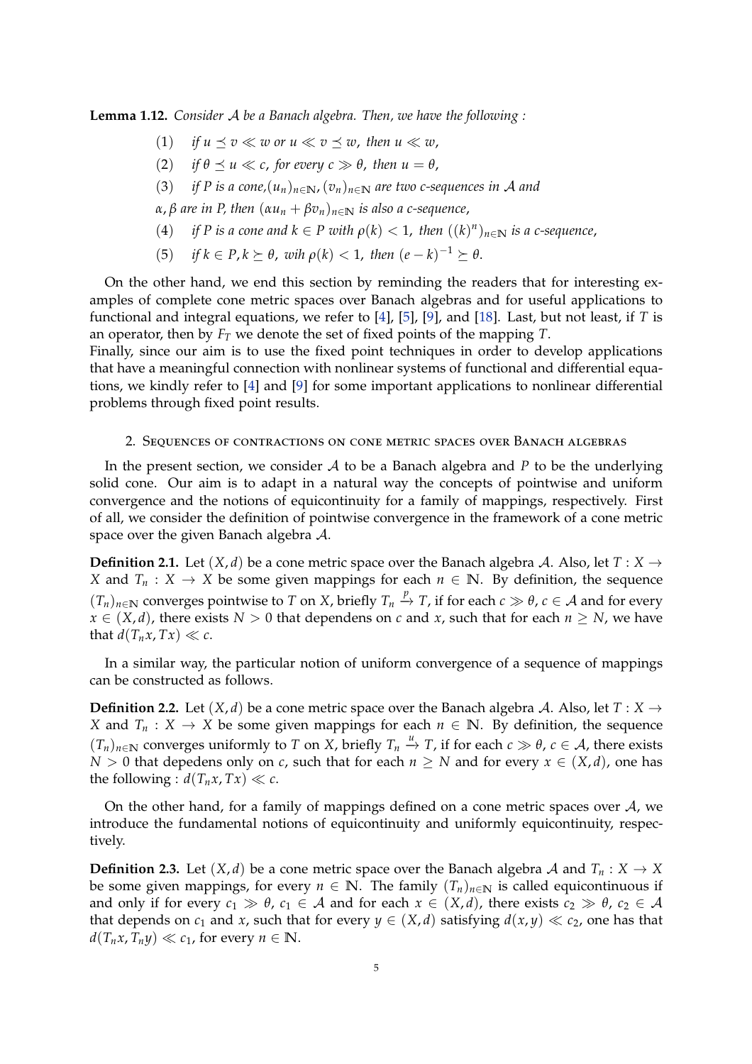**Lemma 1.12.** *Consider $\mathcal{A}$ be a Banach algebra. Then, we have the following :*

(1) *if $u \preceq v \ll w$ or $u \ll v \preceq w$, then $u \ll w$,*

(2) *if $\theta \preceq u \ll c$, for every $c \gg \theta$, then $u = \theta$,*

(3) *if $P$ is a cone,$(u_n)_{n\in\mathbb{N}}$, $(v_n)_{n\in\mathbb{N}}$ are two c-sequences in $\mathcal{A}$ and $\alpha, \beta$ are in $P$, then $(\alpha u_n + \beta v_n)_{n\in\mathbb{N}}$ is also a c-sequence,*

(4) *if $P$ is a cone and $k \in P$ with $\rho(k) < 1$, then $((k)^n)_{n\in\mathbb{N}}$ is a c-sequence,*

(5) *if $k \in P, k \succeq \theta$, wih $\rho(k) < 1$, then $(e - k)^{-1} \succeq \theta$.*

On the other hand, we end this section by reminding the readers that for interesting examples of complete cone metric spaces over Banach algebras and for useful applications to functional and integral equations, we refer to [4], [5], [9], and [18]. Last, but not least, if $T$ is an operator, then by $F_T$ we denote the set of fixed points of the mapping $T$.
Finally, since our aim is to use the fixed point techniques in order to develop applications that have a meaningful connection with nonlinear systems of functional and differential equations, we kindly refer to [4] and [9] for some important applications to nonlinear differential problems through fixed point results.

## 2. Sequences of contractions on cone metric spaces over Banach algebras

In the present section, we consider $\mathcal{A}$ to be a Banach algebra and $P$ to be the underlying solid cone. Our aim is to adapt in a natural way the concepts of pointwise and uniform convergence and the notions of equicontinuity for a family of mappings, respectively. First of all, we consider the definition of pointwise convergence in the framework of a cone metric space over the given Banach algebra $\mathcal{A}$.

**Definition 2.1.** Let $(X, d)$ be a cone metric space over the Banach algebra $\mathcal{A}$. Also, let $T : X \to X$ and $T_n : X \to X$ be some given mappings for each $n \in \mathbb{N}$. By definition, the sequence $(T_n)_{n\in\mathbb{N}}$ converges pointwise to $T$ on $X$, briefly $T_n \xrightarrow{p} T$, if for each $c \gg \theta$, $c \in \mathcal{A}$ and for every $x \in (X, d)$, there exists $N > 0$ that dependens on $c$ and $x$, such that for each $n \geq N$, we have that $d(T_n x, Tx) \ll c$.

In a similar way, the particular notion of uniform convergence of a sequence of mappings can be constructed as follows.

**Definition 2.2.** Let $(X, d)$ be a cone metric space over the Banach algebra $\mathcal{A}$. Also, let $T : X \to X$ and $T_n : X \to X$ be some given mappings for each $n \in \mathbb{N}$. By definition, the sequence $(T_n)_{n\in\mathbb{N}}$ converges uniformly to $T$ on $X$, briefly $T_n \xrightarrow{u} T$, if for each $c \gg \theta$, $c \in \mathcal{A}$, there exists $N > 0$ that depedens only on $c$, such that for each $n \geq N$ and for every $x \in (X, d)$, one has the following : $d(T_n x, Tx) \ll c$.

On the other hand, for a family of mappings defined on a cone metric spaces over $\mathcal{A}$, we introduce the fundamental notions of equicontinuity and uniformly equicontinuity, respectively.

**Definition 2.3.** Let $(X, d)$ be a cone metric space over the Banach algebra $\mathcal{A}$ and $T_n : X \to X$ be some given mappings, for every $n \in \mathbb{N}$. The family $(T_n)_{n\in\mathbb{N}}$ is called equicontinuous if and only if for every $c_1 \gg \theta$, $c_1 \in \mathcal{A}$ and for each $x \in (X, d)$, there exists $c_2 \gg \theta$, $c_2 \in \mathcal{A}$ that depends on $c_1$ and $x$, such that for every $y \in (X, d)$ satisfying $d(x, y) \ll c_2$, one has that $d(T_n x, T_n y) \ll c_1$, for every $n \in \mathbb{N}$.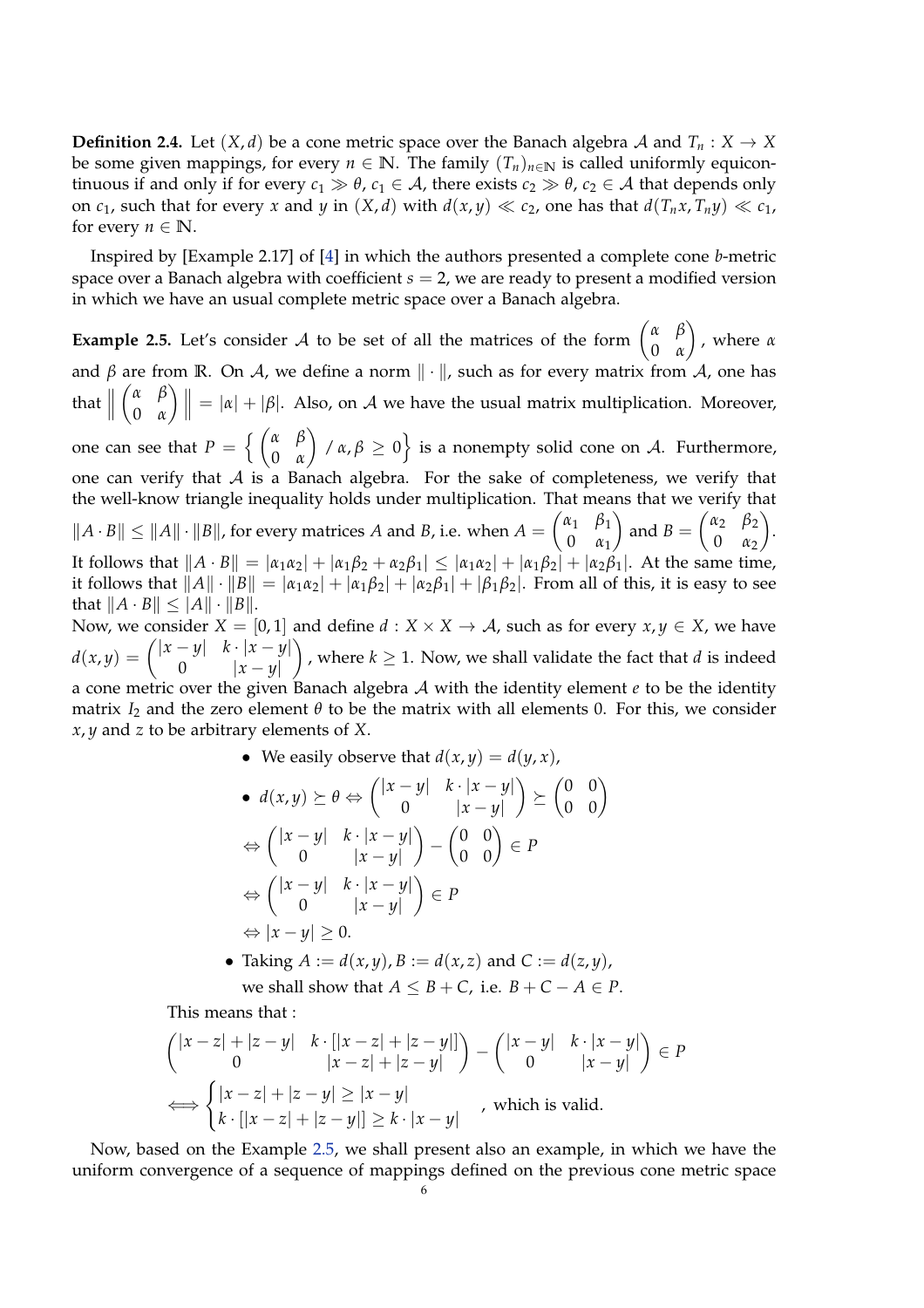**Definition 2.4.** Let $(X, d)$ be a cone metric space over the Banach algebra $\mathcal{A}$ and $T_n : X \to X$ be some given mappings, for every $n \in \mathbb{N}$. The family $(T_n)_{n\in\mathbb{N}}$ is called uniformly equicontinuous if and only if for every $c_1 \gg \theta$, $c_1 \in \mathcal{A}$, there exists $c_2 \gg \theta$, $c_2 \in \mathcal{A}$ that depends only on $c_1$, such that for every $x$ and $y$ in $(X, d)$ with $d(x, y) \ll c_2$, one has that $d(T_n x, T_n y) \ll c_1$, for every $n \in \mathbb{N}$.

Inspired by [Example 2.17] of [4] in which the authors presented a complete cone $b$-metric space over a Banach algebra with coefficient $s = 2$, we are ready to present a modified version in which we have an usual complete metric space over a Banach algebra.

**Example 2.5.** Let's consider $\mathcal{A}$ to be set of all the matrices of the form $\begin{pmatrix} \alpha & \beta \\ 0 & \alpha \end{pmatrix}$, where $\alpha$ and $\beta$ are from $\mathbb{R}$. On $\mathcal{A}$, we define a norm $\|\cdot\|$, such as for every matrix from $\mathcal{A}$, one has that $\left\| \begin{pmatrix} \alpha & \beta \\ 0 & \alpha \end{pmatrix} \right\| = |\alpha| + |\beta|$. Also, on $\mathcal{A}$ we have the usual matrix multiplication. Moreover, one can see that $P = \left\{ \begin{pmatrix} \alpha & \beta \\ 0 & \alpha \end{pmatrix} / \alpha, \beta \geq 0 \right\}$ is a nonempty solid cone on $\mathcal{A}$. Furthermore, one can verify that $\mathcal{A}$ is a Banach algebra. For the sake of completeness, we verify that the well-know triangle inequality holds under multiplication. That means that we verify that $\|A \cdot B\| \leq \|A\| \cdot \|B\|$, for every matrices $A$ and $B$, i.e. when $A = \begin{pmatrix} \alpha_1 & \beta_1 \\ 0 & \alpha_1 \end{pmatrix}$ and $B = \begin{pmatrix} \alpha_2 & \beta_2 \\ 0 & \alpha_2 \end{pmatrix}$. It follows that $\|A \cdot B\| = |\alpha_1\alpha_2| + |\alpha_1\beta_2 + \alpha_2\beta_1| \leq |\alpha_1\alpha_2| + |\alpha_1\beta_2| + |\alpha_2\beta_1|$. At the same time, it follows that $\|A\| \cdot \|B\| = |\alpha_1\alpha_2| + |\alpha_1\beta_2| + |\alpha_2\beta_1| + |\beta_1\beta_2|$. From all of this, it is easy to see that $\|A \cdot B\| \leq \|A\| \cdot \|B\|$.

Now, we consider $X = [0, 1]$ and define $d : X \times X \to \mathcal{A}$, such as for every $x, y \in X$, we have $d(x, y) = \begin{pmatrix} |x-y| & k \cdot |x-y| \\ 0 & |x-y| \end{pmatrix}$, where $k \geq 1$. Now, we shall validate the fact that $d$ is indeed a cone metric over the given Banach algebra $\mathcal{A}$ with the identity element $e$ to be the identity matrix $I_2$ and the zero element $\theta$ to be the matrix with all elements 0. For this, we consider $x, y$ and $z$ to be arbitrary elements of $X$.

- We easily observe that $d(x, y) = d(y, x)$,
- $d(x, y) \succeq \theta \Leftrightarrow \begin{pmatrix} |x-y| & k \cdot |x-y| \\ 0 & |x-y| \end{pmatrix} \succeq \begin{pmatrix} 0 & 0 \\ 0 & 0 \end{pmatrix}$

  $\Leftrightarrow \begin{pmatrix} |x-y| & k \cdot |x-y| \\ 0 & |x-y| \end{pmatrix} - \begin{pmatrix} 0 & 0 \\ 0 & 0 \end{pmatrix} \in P$

  $\Leftrightarrow \begin{pmatrix} |x-y| & k \cdot |x-y| \\ 0 & |x-y| \end{pmatrix} \in P$

  $\Leftrightarrow |x-y| \geq 0.$
- Taking $A := d(x, y), B := d(x, z)$ and $C := d(z, y)$,

  we shall show that $A \leq B + C$, i.e. $B + C - A \in P$.

This means that :

$$\begin{pmatrix} |x-z| + |z-y| & k \cdot [|x-z| + |z-y|] \\ 0 & |x-z| + |z-y| \end{pmatrix} - \begin{pmatrix} |x-y| & k \cdot |x-y| \\ 0 & |x-y| \end{pmatrix} \in P$$

$$\Longleftrightarrow \begin{cases} |x-z| + |z-y| \geq |x-y| \\ k \cdot [|x-z| + |z-y|] \geq k \cdot |x-y| \end{cases}, \text{ which is valid.}$$

Now, based on the Example 2.5, we shall present also an example, in which we have the uniform convergence of a sequence of mappings defined on the previous cone metric space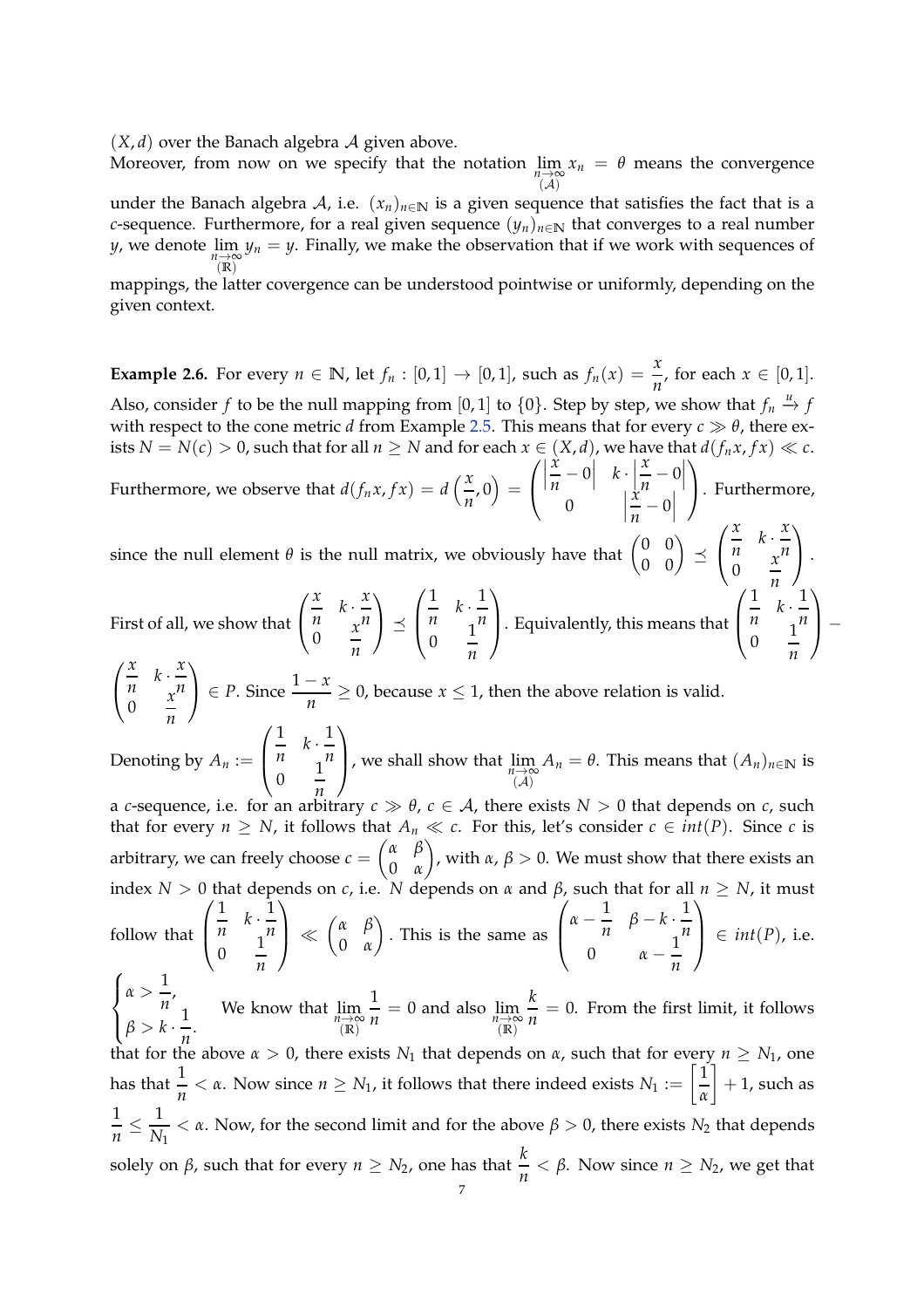$(X, d)$ over the Banach algebra $\mathcal{A}$ given above.

Moreover, from now on we specify that the notation $\lim\limits_{\substack{n\to\infty \\ (\mathcal{A})}} x_n = \theta$ means the convergence under the Banach algebra $\mathcal{A}$, i.e. $(x_n)_{n\in\mathbb{N}}$ is a given sequence that satisfies the fact that is a $c$-sequence. Furthermore, for a real given sequence $(y_n)_{n\in\mathbb{N}}$ that converges to a real number $y$, we denote $\lim\limits_{\substack{n\to\infty \\ (\mathbb{R})}} y_n = y$. Finally, we make the observation that if we work with sequences of mappings, the latter covergence can be understood pointwise or uniformly, depending on the given context.

**Example 2.6.** For every $n \in \mathbb{N}$, let $f_n : [0,1] \to [0,1]$, such as $f_n(x) = \dfrac{x}{n}$, for each $x \in [0,1]$. Also, consider $f$ to be the null mapping from $[0,1]$ to $\{0\}$. Step by step, we show that $f_n \xrightarrow{u} f$ with respect to the cone metric $d$ from Example 2.5. This means that for every $c \gg \theta$, there exists $N = N(c) > 0$, such that for all $n \geq N$ and for each $x \in (X, d)$, we have that $d(f_n x, f x) \ll c$. Furthermore, we observe that $d(f_n x, f x) = d\left(\dfrac{x}{n}, 0\right) = \begin{pmatrix} \left|\dfrac{x}{n} - 0\right| & k \cdot \left|\dfrac{x}{n} - 0\right| \\ 0 & \left|\dfrac{x}{n} - 0\right| \end{pmatrix}$. Furthermore, since the null element $\theta$ is the null matrix, we obviously have that $\begin{pmatrix} 0 & 0 \\ 0 & 0 \end{pmatrix} \preceq \begin{pmatrix} \dfrac{x}{n} & k \cdot \dfrac{x}{n} \\ 0 & \dfrac{x}{n} \end{pmatrix}$.

First of all, we show that $\begin{pmatrix} \dfrac{x}{n} & k \cdot \dfrac{x}{n} \\ 0 & \dfrac{x}{n} \end{pmatrix} \preceq \begin{pmatrix} \dfrac{1}{n} & k \cdot \dfrac{1}{n} \\ 0 & \dfrac{1}{n} \end{pmatrix}$. Equivalently, this means that $\begin{pmatrix} \dfrac{1}{n} & k \cdot \dfrac{1}{n} \\ 0 & \dfrac{1}{n} \end{pmatrix} - \begin{pmatrix} \dfrac{x}{n} & k \cdot \dfrac{x}{n} \\ 0 & \dfrac{x}{n} \end{pmatrix} \in P$. Since $\dfrac{1-x}{n} \geq 0$, because $x \leq 1$, then the above relation is valid.

Denoting by $A_n := \begin{pmatrix} \dfrac{1}{n} & k \cdot \dfrac{1}{n} \\ 0 & \dfrac{1}{n} \end{pmatrix}$, we shall show that $\lim\limits_{\substack{n\to\infty \\ (\mathcal{A})}} A_n = \theta$. This means that $(A_n)_{n\in\mathbb{N}}$ is a $c$-sequence, i.e. for an arbitrary $c \gg \theta$, $c \in \mathcal{A}$, there exists $N > 0$ that depends on $c$, such that for every $n \geq N$, it follows that $A_n \ll c$. For this, let's consider $c \in int(P)$. Since $c$ is arbitrary, we can freely choose $c = \begin{pmatrix} \alpha & \beta \\ 0 & \alpha \end{pmatrix}$, with $\alpha, \beta > 0$. We must show that there exists an index $N > 0$ that depends on $c$, i.e. $N$ depends on $\alpha$ and $\beta$, such that for all $n \geq N$, it must follow that $\begin{pmatrix} \dfrac{1}{n} & k \cdot \dfrac{1}{n} \\ 0 & \dfrac{1}{n} \end{pmatrix} \ll \begin{pmatrix} \alpha & \beta \\ 0 & \alpha \end{pmatrix}$. This is the same as $\begin{pmatrix} \alpha - \dfrac{1}{n} & \beta - k \cdot \dfrac{1}{n} \\ 0 & \alpha - \dfrac{1}{n} \end{pmatrix} \in int(P)$, i.e. $\begin{cases} \alpha > \dfrac{1}{n}, \\ \beta > k \cdot \dfrac{1}{n}. \end{cases}$ We know that $\lim\limits_{\substack{n\to\infty \\ (\mathbb{R})}} \dfrac{1}{n} = 0$ and also $\lim\limits_{\substack{n\to\infty \\ (\mathbb{R})}} \dfrac{k}{n} = 0$. From the first limit, it follows that for the above $\alpha > 0$, there exists $N_1$ that depends on $\alpha$, such that for every $n \geq N_1$, one has that $\dfrac{1}{n} < \alpha$. Now since $n \geq N_1$, it follows that there indeed exists $N_1 := \left[\dfrac{1}{\alpha}\right] + 1$, such as $\dfrac{1}{n} \leq \dfrac{1}{N_1} < \alpha$. Now, for the second limit and for the above $\beta > 0$, there exists $N_2$ that depends solely on $\beta$, such that for every $n \geq N_2$, one has that $\dfrac{k}{n} < \beta$. Now since $n \geq N_2$, we get that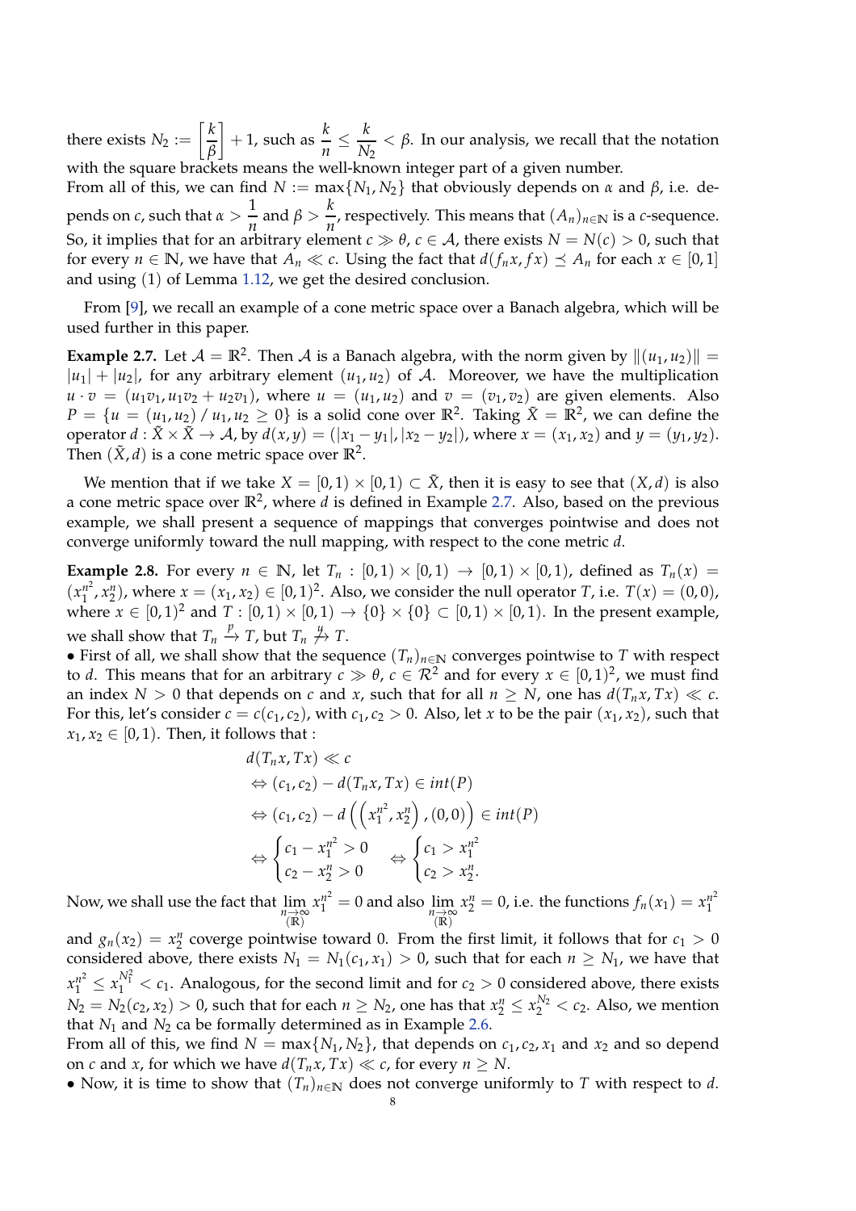there exists $N_2 := \left[\dfrac{k}{\beta}\right] + 1$, such as $\dfrac{k}{n} \leq \dfrac{k}{N_2} < \beta$. In our analysis, we recall that the notation with the square brackets means the well-known integer part of a given number.
From all of this, we can find $N := \max\{N_1, N_2\}$ that obviously depends on $\alpha$ and $\beta$, i.e. depends on $c$, such that $\alpha > \dfrac{1}{n}$ and $\beta > \dfrac{k}{n}$, respectively. This means that $(A_n)_{n\in\mathbb{N}}$ is a $c$-sequence. So, it implies that for an arbitrary element $c \gg \theta$, $c \in \mathcal{A}$, there exists $N = N(c) > 0$, such that for every $n \in \mathbb{N}$, we have that $A_n \ll c$. Using the fact that $d(f_n x, fx) \preceq A_n$ for each $x \in [0,1]$ and using (1) of Lemma 1.12, we get the desired conclusion.

From [9], we recall an example of a cone metric space over a Banach algebra, which will be used further in this paper.

**Example 2.7.** Let $\mathcal{A} = \mathbb{R}^2$. Then $\mathcal{A}$ is a Banach algebra, with the norm given by $\|(u_1, u_2)\| = |u_1| + |u_2|$, for any arbitrary element $(u_1, u_2)$ of $\mathcal{A}$. Moreover, we have the multiplication $u \cdot v = (u_1 v_1, u_1 v_2 + u_2 v_1)$, where $u = (u_1, u_2)$ and $v = (v_1, v_2)$ are given elements. Also $P = \{u = (u_1, u_2) \,/\, u_1, u_2 \geq 0\}$ is a solid cone over $\mathbb{R}^2$. Taking $\tilde{X} = \mathbb{R}^2$, we can define the operator $d : \tilde{X} \times \tilde{X} \to \mathcal{A}$, by $d(x, y) = (|x_1 - y_1|, |x_2 - y_2|)$, where $x = (x_1, x_2)$ and $y = (y_1, y_2)$. Then $(\tilde{X}, d)$ is a cone metric space over $\mathbb{R}^2$.

We mention that if we take $X = [0,1) \times [0,1) \subset \tilde{X}$, then it is easy to see that $(X, d)$ is also a cone metric space over $\mathbb{R}^2$, where $d$ is defined in Example 2.7. Also, based on the previous example, we shall present a sequence of mappings that converges pointwise and does not converge uniformly toward the null mapping, with respect to the cone metric $d$.

**Example 2.8.** For every $n \in \mathbb{N}$, let $T_n : [0,1) \times [0,1) \to [0,1) \times [0,1)$, defined as $T_n(x) = (x_1^{n^2}, x_2^n)$, where $x = (x_1, x_2) \in [0,1)^2$. Also, we consider the null operator $T$, i.e. $T(x) = (0,0)$, where $x \in [0,1)^2$ and $T : [0,1) \times [0,1) \to \{0\} \times \{0\} \subset [0,1) \times [0,1)$. In the present example, we shall show that $T_n \xrightarrow{p} T$, but $T_n \not\xrightarrow{u} T$.

• First of all, we shall show that the sequence $(T_n)_{n\in\mathbb{N}}$ converges pointwise to $T$ with respect to $d$. This means that for an arbitrary $c \gg \theta$, $c \in \mathcal{R}^2$ and for every $x \in [0,1)^2$, we must find an index $N > 0$ that depends on $c$ and $x$, such that for all $n \geq N$, one has $d(T_n x, Tx) \ll c$. For this, let's consider $c = c(c_1, c_2)$, with $c_1, c_2 > 0$. Also, let $x$ to be the pair $(x_1, x_2)$, such that $x_1, x_2 \in [0,1)$. Then, it follows that :

$$
\begin{aligned}
& d(T_n x, Tx) \ll c \\
& \Leftrightarrow (c_1, c_2) - d(T_n x, Tx) \in int(P) \\
& \Leftrightarrow (c_1, c_2) - d\left(\left(x_1^{n^2}, x_2^n\right), (0,0)\right) \in int(P) \\
& \Leftrightarrow \begin{cases} c_1 - x_1^{n^2} > 0 \\ c_2 - x_2^n > 0 \end{cases} \Leftrightarrow \begin{cases} c_1 > x_1^{n^2} \\ c_2 > x_2^n. \end{cases}
\end{aligned}
$$

Now, we shall use the fact that $\lim\limits_{\substack{n\to\infty \\ (\mathbb{R})}} x_1^{n^2} = 0$ and also $\lim\limits_{\substack{n\to\infty \\ (\mathbb{R})}} x_2^n = 0$, i.e. the functions $f_n(x_1) = x_1^{n^2}$ and $g_n(x_2) = x_2^n$ coverge pointwise toward 0. From the first limit, it follows that for $c_1 > 0$ considered above, there exists $N_1 = N_1(c_1, x_1) > 0$, such that for each $n \geq N_1$, we have that $x_1^{n^2} \leq x_1^{N_1^2} < c_1$. Analogous, for the second limit and for $c_2 > 0$ considered above, there exists $N_2 = N_2(c_2, x_2) > 0$, such that for each $n \geq N_2$, one has that $x_2^n \leq x_2^{N_2} < c_2$. Also, we mention that $N_1$ and $N_2$ ca be formally determined as in Example 2.6.
From all of this, we find $N = \max\{N_1, N_2\}$, that depends on $c_1, c_2, x_1$ and $x_2$ and so depend on $c$ and $x$, for which we have $d(T_n x, Tx) \ll c$, for every $n \geq N$.

• Now, it is time to show that $(T_n)_{n\in\mathbb{N}}$ does not converge uniformly to $T$ with respect to $d$.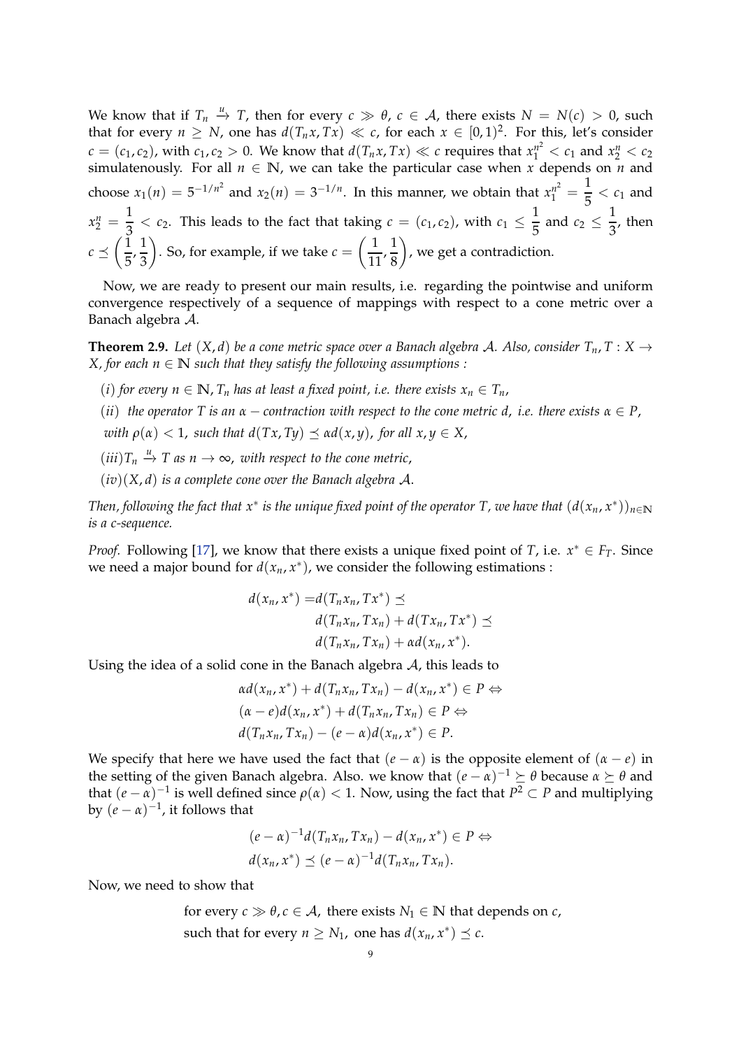We know that if $T_n \xrightarrow{u} T$, then for every $c \gg \theta$, $c \in \mathcal{A}$, there exists $N = N(c) > 0$, such that for every $n \geq N$, one has $d(T_n x, Tx) \ll c$, for each $x \in [0,1)^2$. For this, let's consider $c = (c_1, c_2)$, with $c_1, c_2 > 0$. We know that $d(T_n x, Tx) \ll c$ requires that $x_1^{n^2} < c_1$ and $x_2^n < c_2$ simulatenously. For all $n \in \mathbb{N}$, we can take the particular case when $x$ depends on $n$ and choose $x_1(n) = 5^{-1/n^2}$ and $x_2(n) = 3^{-1/n}$. In this manner, we obtain that $x_1^{n^2} = \dfrac{1}{5} < c_1$ and $x_2^n = \dfrac{1}{3} < c_2$. This leads to the fact that taking $c = (c_1, c_2)$, with $c_1 \leq \dfrac{1}{5}$ and $c_2 \leq \dfrac{1}{3}$, then $c \preceq \left(\dfrac{1}{5}, \dfrac{1}{3}\right)$. So, for example, if we take $c = \left(\dfrac{1}{11}, \dfrac{1}{8}\right)$, we get a contradiction.

Now, we are ready to present our main results, i.e. regarding the pointwise and uniform convergence respectively of a sequence of mappings with respect to a cone metric over a Banach algebra $\mathcal{A}$.

**Theorem 2.9.** *Let $(X, d)$ be a cone metric space over a Banach algebra $\mathcal{A}$. Also, consider $T_n, T : X \to X$, for each $n \in \mathbb{N}$ such that they satisfy the following assumptions :*

*$(i)$ for every $n \in \mathbb{N}$, $T_n$ has at least a fixed point, i.e. there exists $x_n \in T_n$,*

*$(ii)$ the operator $T$ is an $\alpha -$ contraction with respect to the cone metric $d$, i.e. there exists $\alpha \in P$, with $\rho(\alpha) < 1$, such that $d(Tx, Ty) \preceq \alpha d(x, y)$, for all $x, y \in X$,*

*$(iii) T_n \xrightarrow{u} T$ as $n \to \infty$, with respect to the cone metric,*

*$(iv)(X, d)$ is a complete cone over the Banach algebra $\mathcal{A}$.*

*Then, following the fact that $x^*$ is the unique fixed point of the operator $T$, we have that $(d(x_n, x^*))_{n \in \mathbb{N}}$ is a c-sequence.*

*Proof.* Following [17], we know that there exists a unique fixed point of $T$, i.e. $x^* \in F_T$. Since we need a major bound for $d(x_n, x^*)$, we consider the following estimations :

$$
\begin{aligned}
d(x_n, x^*) = & d(T_n x_n, Tx^*) \preceq \\
& d(T_n x_n, Tx_n) + d(Tx_n, Tx^*) \preceq \\
& d(T_n x_n, Tx_n) + \alpha d(x_n, x^*).
\end{aligned}
$$

Using the idea of a solid cone in the Banach algebra $\mathcal{A}$, this leads to

$$
\begin{aligned}
& \alpha d(x_n, x^*) + d(T_n x_n, Tx_n) - d(x_n, x^*) \in P \Leftrightarrow \\
& (\alpha - e) d(x_n, x^*) + d(T_n x_n, Tx_n) \in P \Leftrightarrow \\
& d(T_n x_n, Tx_n) - (e - \alpha) d(x_n, x^*) \in P.
\end{aligned}
$$

We specify that here we have used the fact that $(e - \alpha)$ is the opposite element of $(\alpha - e)$ in the setting of the given Banach algebra. Also. we know that $(e - \alpha)^{-1} \succeq \theta$ because $\alpha \succeq \theta$ and that $(e - \alpha)^{-1}$ is well defined since $\rho(\alpha) < 1$. Now, using the fact that $P^2 \subset P$ and multiplying by $(e - \alpha)^{-1}$, it follows that

$$
\begin{aligned}
& (e - \alpha)^{-1} d(T_n x_n, Tx_n) - d(x_n, x^*) \in P \Leftrightarrow \\
& d(x_n, x^*) \preceq (e - \alpha)^{-1} d(T_n x_n, Tx_n).
\end{aligned}
$$

Now, we need to show that

for every $c \gg \theta, c \in \mathcal{A}$, there exists $N_1 \in \mathbb{N}$ that depends on $c$,
such that for every $n \geq N_1$, one has $d(x_n, x^*) \preceq c$.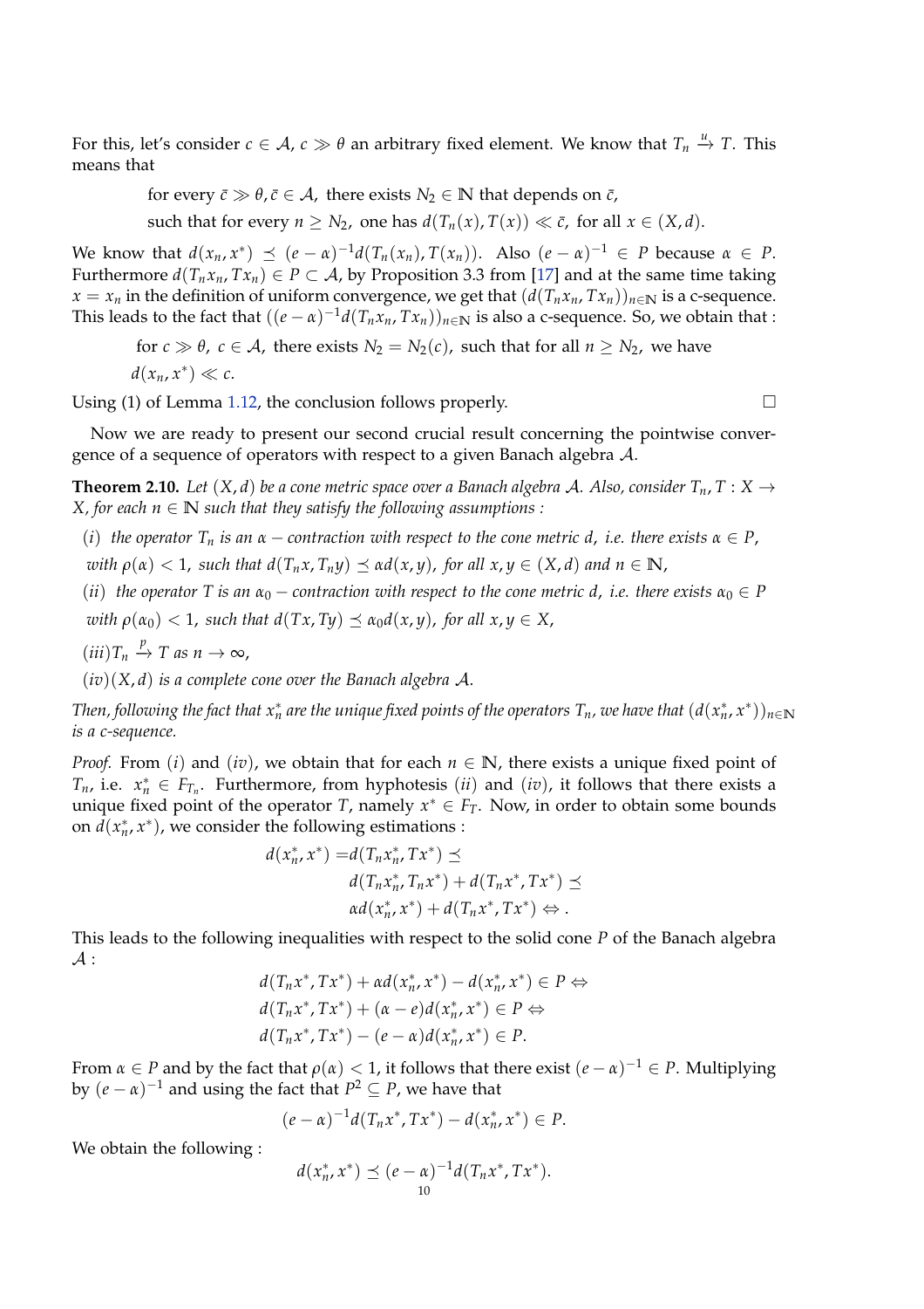For this, let's consider $c \in \mathcal{A}$, $c \gg \theta$ an arbitrary fixed element. We know that $T_n \xrightarrow{u} T$. This means that

$$\text{for every } \bar{c} \gg \theta, \bar{c} \in \mathcal{A}, \text{ there exists } N_2 \in \mathbb{N} \text{ that depends on } \bar{c},$$
$$\text{such that for every } n \geq N_2, \text{ one has } d(T_n(x), T(x)) \ll \bar{c}, \text{ for all } x \in (X, d).$$

We know that $d(x_n, x^*) \preceq (e - \alpha)^{-1} d(T_n(x_n), T(x_n))$. Also $(e - \alpha)^{-1} \in P$ because $\alpha \in P$. Furthermore $d(T_n x_n, T x_n) \in P \subset \mathcal{A}$, by Proposition 3.3 from [17] and at the same time taking $x = x_n$ in the definition of uniform convergence, we get that $(d(T_n x_n, T x_n))_{n \in \mathbb{N}}$ is a c-sequence. This leads to the fact that $((e - \alpha)^{-1} d(T_n x_n, T x_n))_{n \in \mathbb{N}}$ is also a c-sequence. So, we obtain that :

$$\text{for } c \gg \theta,\ c \in \mathcal{A}, \text{ there exists } N_2 = N_2(c), \text{ such that for all } n \geq N_2, \text{ we have}$$
$$d(x_n, x^*) \ll c.$$

Using (1) of Lemma 1.12, the conclusion follows properly. $\square$

Now we are ready to present our second crucial result concerning the pointwise convergence of a sequence of operators with respect to a given Banach algebra $\mathcal{A}$.

**Theorem 2.10.** *Let $(X, d)$ be a cone metric space over a Banach algebra $\mathcal{A}$. Also, consider $T_n, T : X \to X$, for each $n \in \mathbb{N}$ such that they satisfy the following assumptions :*

*(i) the operator $T_n$ is an $\alpha -$ contraction with respect to the cone metric $d$, i.e. there exists $\alpha \in P$, with $\rho(\alpha) < 1$, such that $d(T_n x, T_n y) \preceq \alpha d(x, y)$, for all $x, y \in (X, d)$ and $n \in \mathbb{N}$,*

*(ii) the operator $T$ is an $\alpha_0 -$ contraction with respect to the cone metric $d$, i.e. there exists $\alpha_0 \in P$ with $\rho(\alpha_0) < 1$, such that $d(Tx, Ty) \preceq \alpha_0 d(x, y)$, for all $x, y \in X$,*

*(iii) $T_n \xrightarrow{p} T$ as $n \to \infty$,*

*(iv) $(X, d)$ is a complete cone over the Banach algebra $\mathcal{A}$.*

*Then, following the fact that $x_n^*$ are the unique fixed points of the operators $T_n$, we have that $(d(x_n^*, x^*))_{n \in \mathbb{N}}$ is a c-sequence.*

*Proof.* From $(i)$ and $(iv)$, we obtain that for each $n \in \mathbb{N}$, there exists a unique fixed point of $T_n$, i.e. $x_n^* \in F_{T_n}$. Furthermore, from hyphotesis $(ii)$ and $(iv)$, it follows that there exists a unique fixed point of the operator $T$, namely $x^* \in F_T$. Now, in order to obtain some bounds on $d(x_n^*, x^*)$, we consider the following estimations :

$$\begin{aligned} d(x_n^*, x^*) =& d(T_n x_n^*, T x^*) \preceq \\ & d(T_n x_n^*, T_n x^*) + d(T_n x^*, T x^*) \preceq \\ & \alpha d(x_n^*, x^*) + d(T_n x^*, T x^*) \Leftrightarrow . \end{aligned}$$

This leads to the following inequalities with respect to the solid cone $P$ of the Banach algebra $\mathcal{A}$ :

$$\begin{aligned} & d(T_n x^*, T x^*) + \alpha d(x_n^*, x^*) - d(x_n^*, x^*) \in P \Leftrightarrow \\ & d(T_n x^*, T x^*) + (\alpha - e) d(x_n^*, x^*) \in P \Leftrightarrow \\ & d(T_n x^*, T x^*) - (e - \alpha) d(x_n^*, x^*) \in P. \end{aligned}$$

From $\alpha \in P$ and by the fact that $\rho(\alpha) < 1$, it follows that there exist $(e - \alpha)^{-1} \in P$. Multiplying by $(e - \alpha)^{-1}$ and using the fact that $P^2 \subseteq P$, we have that

$$(e - \alpha)^{-1} d(T_n x^*, T x^*) - d(x_n^*, x^*) \in P.$$

We obtain the following :

$$d(x_n^*, x^*) \preceq (e - \alpha)^{-1} d(T_n x^*, T x^*).$$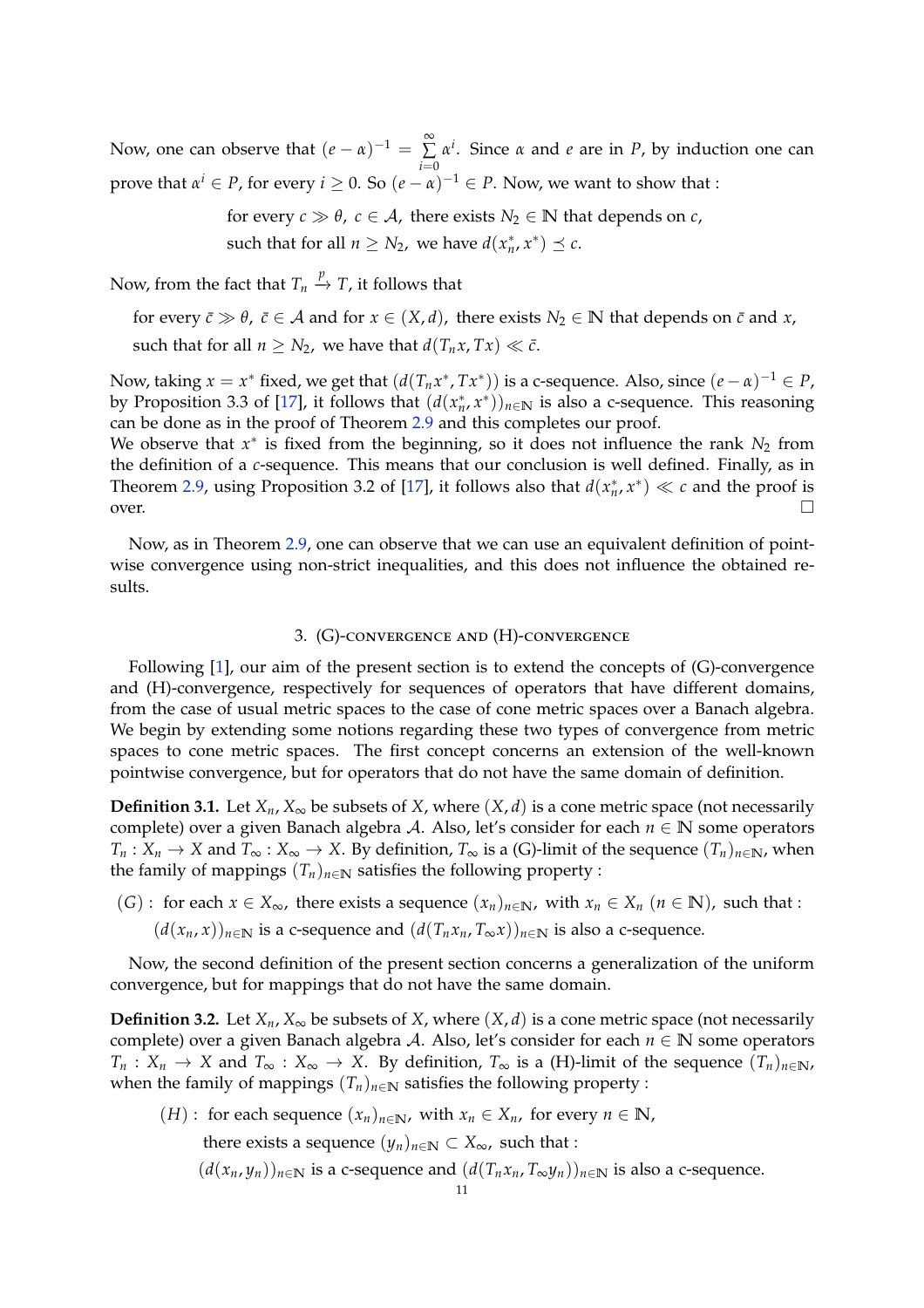Now, one can observe that $(e-\alpha)^{-1} = \sum_{i=0}^{\infty} \alpha^i$. Since $\alpha$ and $e$ are in $P$, by induction one can prove that $\alpha^i \in P$, for every $i \geq 0$. So $(e-\alpha)^{-1} \in P$. Now, we want to show that :

$$\text{for every } c \gg \theta,\ c \in \mathcal{A},\ \text{there exists } N_2 \in \mathbb{N} \text{ that depends on } c,$$
$$\text{such that for all } n \geq N_2,\ \text{we have } d(x_n^*, x^*) \preceq c.$$

Now, from the fact that $T_n \xrightarrow{p} T$, it follows that

$$\text{for every } \bar{c} \gg \theta,\ \bar{c} \in \mathcal{A} \text{ and for } x \in (X,d),\ \text{there exists } N_2 \in \mathbb{N} \text{ that depends on } \bar{c} \text{ and } x,$$
$$\text{such that for all } n \geq N_2,\ \text{we have that } d(T_n x, Tx) \ll \bar{c}.$$

Now, taking $x = x^*$ fixed, we get that $(d(T_n x^*, Tx^*))$ is a c-sequence. Also, since $(e-\alpha)^{-1} \in P$, by Proposition 3.3 of [17], it follows that $(d(x_n^*, x^*))_{n\in\mathbb{N}}$ is also a c-sequence. This reasoning can be done as in the proof of Theorem 2.9 and this completes our proof.
We observe that $x^*$ is fixed from the beginning, so it does not influence the rank $N_2$ from the definition of a *c*-sequence. This means that our conclusion is well defined. Finally, as in Theorem 2.9, using Proposition 3.2 of [17], it follows also that $d(x_n^*, x^*) \ll c$ and the proof is over. □

Now, as in Theorem 2.9, one can observe that we can use an equivalent definition of pointwise convergence using non-strict inequalities, and this does not influence the obtained results.

## 3. (G)-convergence and (H)-convergence

Following [1], our aim of the present section is to extend the concepts of (G)-convergence and (H)-convergence, respectively for sequences of operators that have different domains, from the case of usual metric spaces to the case of cone metric spaces over a Banach algebra. We begin by extending some notions regarding these two types of convergence from metric spaces to cone metric spaces. The first concept concerns an extension of the well-known pointwise convergence, but for operators that do not have the same domain of definition.

**Definition 3.1.** Let $X_n, X_\infty$ be subsets of $X$, where $(X,d)$ is a cone metric space (not necessarily complete) over a given Banach algebra $\mathcal{A}$. Also, let's consider for each $n \in \mathbb{N}$ some operators $T_n : X_n \to X$ and $T_\infty : X_\infty \to X$. By definition, $T_\infty$ is a (G)-limit of the sequence $(T_n)_{n\in\mathbb{N}}$, when the family of mappings $(T_n)_{n\in\mathbb{N}}$ satisfies the following property :

$(G)$ : for each $x \in X_\infty$, there exists a sequence $(x_n)_{n\in\mathbb{N}}$, with $x_n \in X_n$ $(n \in \mathbb{N})$, such that :
$(d(x_n, x))_{n\in\mathbb{N}}$ is a c-sequence and $(d(T_n x_n, T_\infty x))_{n\in\mathbb{N}}$ is also a c-sequence.

Now, the second definition of the present section concerns a generalization of the uniform convergence, but for mappings that do not have the same domain.

**Definition 3.2.** Let $X_n, X_\infty$ be subsets of $X$, where $(X,d)$ is a cone metric space (not necessarily complete) over a given Banach algebra $\mathcal{A}$. Also, let's consider for each $n \in \mathbb{N}$ some operators $T_n : X_n \to X$ and $T_\infty : X_\infty \to X$. By definition, $T_\infty$ is a (H)-limit of the sequence $(T_n)_{n\in\mathbb{N}}$, when the family of mappings $(T_n)_{n\in\mathbb{N}}$ satisfies the following property :

$(H)$ : for each sequence $(x_n)_{n\in\mathbb{N}}$, with $x_n \in X_n$, for every $n \in \mathbb{N}$,
there exists a sequence $(y_n)_{n\in\mathbb{N}} \subset X_\infty$, such that :
$(d(x_n, y_n))_{n\in\mathbb{N}}$ is a c-sequence and $(d(T_n x_n, T_\infty y_n))_{n\in\mathbb{N}}$ is also a c-sequence.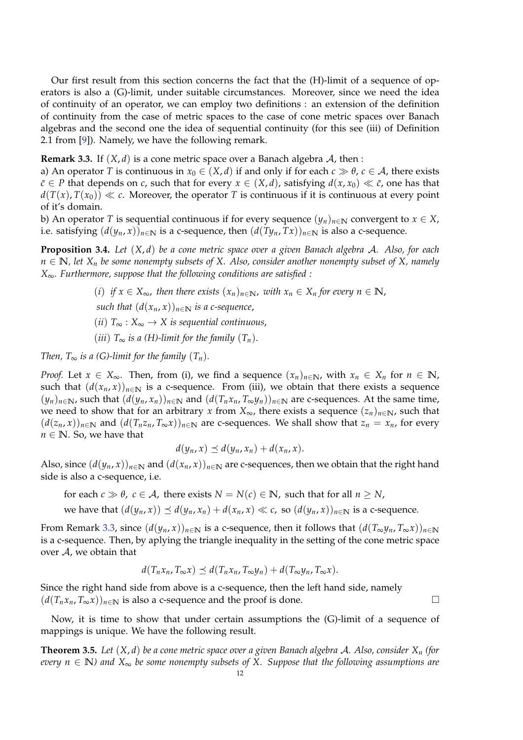Our first result from this section concerns the fact that the (H)-limit of a sequence of operators is also a (G)-limit, under suitable circumstances. Moreover, since we need the idea of continuity of an operator, we can employ two definitions : an extension of the definition of continuity from the case of metric spaces to the case of cone metric spaces over Banach algebras and the second one the idea of sequential continuity (for this see (iii) of Definition 2.1 from [9]). Namely, we have the following remark.

**Remark 3.3.** If $(X, d)$ is a cone metric space over a Banach algebra $\mathcal{A}$, then :
a) An operator $T$ is continuous in $x_0 \in (X, d)$ if and only if for each $c \gg \theta$, $c \in \mathcal{A}$, there exists $\bar{c} \in P$ that depends on $c$, such that for every $x \in (X, d)$, satisfying $d(x, x_0) \ll \bar{c}$, one has that $d(T(x), T(x_0)) \ll c$. Moreover, the operator $T$ is continuous if it is continuous at every point of it's domain.
b) An operator $T$ is sequential continuous if for every sequence $(y_n)_{n\in\mathbb{N}}$ convergent to $x \in X$, i.e. satisfying $(d(y_n, x))_{n\in\mathbb{N}}$ is a c-sequence, then $(d(Ty_n, Tx))_{n\in\mathbb{N}}$ is also a c-sequence.

**Proposition 3.4.** *Let $(X, d)$ be a cone metric space over a given Banach algebra $\mathcal{A}$. Also, for each $n \in \mathbb{N}$, let $X_n$ be some nonempty subsets of $X$. Also, consider another nonempty subset of $X$, namely $X_\infty$. Furthermore, suppose that the following conditions are satisfied :*

$(i)$ *if $x \in X_\infty$, then there exists $(x_n)_{n\in\mathbb{N}}$, with $x_n \in X_n$ for every $n \in \mathbb{N}$, such that $(d(x_n, x))_{n\in\mathbb{N}}$ is a c-sequence,*

$(ii)$ *$T_\infty : X_\infty \to X$ is sequential continuous,*

$(iii)$ *$T_\infty$ is a (H)-limit for the family $(T_n)$.*

*Then, $T_\infty$ is a (G)-limit for the family $(T_n)$.*

*Proof.* Let $x \in X_\infty$. Then, from (i), we find a sequence $(x_n)_{n\in\mathbb{N}}$, with $x_n \in X_n$ for $n \in \mathbb{N}$, such that $(d(x_n, x))_{n\in\mathbb{N}}$ is a c-sequence. From (iii), we obtain that there exists a sequence $(y_n)_{n\in\mathbb{N}}$, such that $(d(y_n, x_n))_{n\in\mathbb{N}}$ and $(d(T_n x_n, T_\infty y_n))_{n\in\mathbb{N}}$ are c-sequences. At the same time, we need to show that for an arbitrary $x$ from $X_\infty$, there exists a sequence $(z_n)_{n\in\mathbb{N}}$, such that $(d(z_n, x))_{n\in\mathbb{N}}$ and $(d(T_n z_n, T_\infty x))_{n\in\mathbb{N}}$ are c-sequences. We shall show that $z_n = x_n$, for every $n \in \mathbb{N}$. So, we have that

$$d(y_n, x) \preceq d(y_n, x_n) + d(x_n, x).$$

Also, since $(d(y_n, x))_{n\in\mathbb{N}}$ and $(d(x_n, x))_{n\in\mathbb{N}}$ are c-sequences, then we obtain that the right hand side is also a c-sequence, i.e.

for each $c \gg \theta$, $c \in \mathcal{A}$, there exists $N = N(c) \in \mathbb{N}$, such that for all $n \geq N$,

we have that $(d(y_n, x)) \preceq d(y_n, x_n) + d(x_n, x) \ll c$, so $(d(y_n, x))_{n\in\mathbb{N}}$ is a c-sequence.

From Remark 3.3, since $(d(y_n, x))_{n\in\mathbb{N}}$ is a c-sequence, then it follows that $(d(T_\infty y_n, T_\infty x))_{n\in\mathbb{N}}$ is a c-sequence. Then, by aplying the triangle inequality in the setting of the cone metric space over $\mathcal{A}$, we obtain that

$$d(T_n x_n, T_\infty x) \preceq d(T_n x_n, T_\infty y_n) + d(T_\infty y_n, T_\infty x).$$

Since the right hand side from above is a c-sequence, then the left hand side, namely $(d(T_n x_n, T_\infty x))_{n\in\mathbb{N}}$ is also a c-sequence and the proof is done. $\square$

Now, it is time to show that under certain assumptions the (G)-limit of a sequence of mappings is unique. We have the following result.

**Theorem 3.5.** *Let $(X, d)$ be a cone metric space over a given Banach algebra $\mathcal{A}$. Also, consider $X_n$ (for every $n \in \mathbb{N}$) and $X_\infty$ be some nonempty subsets of $X$. Suppose that the following assumptions are*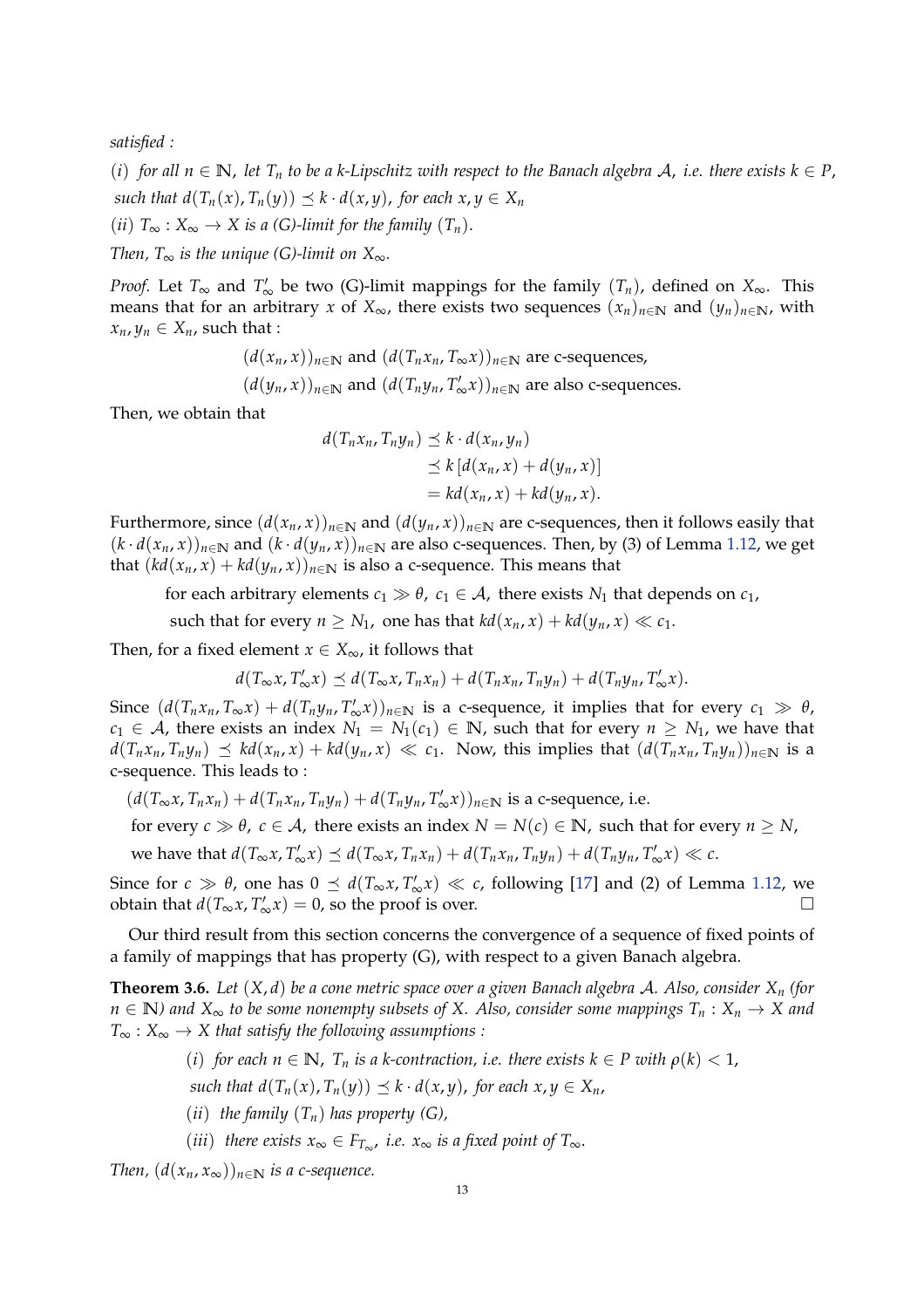*satisfied :*

*(i) for all $n \in \mathbb{N}$, let $T_n$ to be a k-Lipschitz with respect to the Banach algebra $\mathcal{A}$, i.e. there exists $k \in P$, such that $d(T_n(x), T_n(y)) \preceq k \cdot d(x,y)$, for each $x, y \in X_n$*

*(ii) $T_\infty : X_\infty \to X$ is a (G)-limit for the family $(T_n)$.*

*Then, $T_\infty$ is the unique (G)-limit on $X_\infty$.*

*Proof.* Let $T_\infty$ and $T'_\infty$ be two (G)-limit mappings for the family $(T_n)$, defined on $X_\infty$. This means that for an arbitrary $x$ of $X_\infty$, there exists two sequences $(x_n)_{n\in\mathbb{N}}$ and $(y_n)_{n\in\mathbb{N}}$, with $x_n, y_n \in X_n$, such that :

$$(d(x_n, x))_{n\in\mathbb{N}} \text{ and } (d(T_n x_n, T_\infty x))_{n\in\mathbb{N}} \text{ are c-sequences,}$$
$$(d(y_n, x))_{n\in\mathbb{N}} \text{ and } (d(T_n y_n, T'_\infty x))_{n\in\mathbb{N}} \text{ are also c-sequences.}$$

Then, we obtain that

$$\begin{aligned} d(T_n x_n, T_n y_n) &\preceq k \cdot d(x_n, y_n) \\ &\preceq k\,[d(x_n, x) + d(y_n, x)] \\ &= kd(x_n, x) + kd(y_n, x). \end{aligned}$$

Furthermore, since $(d(x_n, x))_{n\in\mathbb{N}}$ and $(d(y_n, x))_{n\in\mathbb{N}}$ are c-sequences, then it follows easily that $(k \cdot d(x_n, x))_{n\in\mathbb{N}}$ and $(k \cdot d(y_n, x))_{n\in\mathbb{N}}$ are also c-sequences. Then, by (3) of Lemma 1.12, we get that $(kd(x_n, x) + kd(y_n, x))_{n\in\mathbb{N}}$ is also a c-sequence. This means that

for each arbitrary elements $c_1 \gg \theta$, $c_1 \in \mathcal{A}$, there exists $N_1$ that depends on $c_1$,
such that for every $n \geq N_1$, one has that $kd(x_n, x) + kd(y_n, x) \ll c_1$.

Then, for a fixed element $x \in X_\infty$, it follows that

$$d(T_\infty x, T'_\infty x) \preceq d(T_\infty x, T_n x_n) + d(T_n x_n, T_n y_n) + d(T_n y_n, T'_\infty x).$$

Since $(d(T_n x_n, T_\infty x) + d(T_n y_n, T'_\infty x))_{n\in\mathbb{N}}$ is a c-sequence, it implies that for every $c_1 \gg \theta$, $c_1 \in \mathcal{A}$, there exists an index $N_1 = N_1(c_1) \in \mathbb{N}$, such that for every $n \geq N_1$, we have that $d(T_n x_n, T_n y_n) \preceq kd(x_n, x) + kd(y_n, x) \ll c_1$. Now, this implies that $(d(T_n x_n, T_n y_n))_{n\in\mathbb{N}}$ is a c-sequence. This leads to :

$(d(T_\infty x, T_n x_n) + d(T_n x_n, T_n y_n) + d(T_n y_n, T'_\infty x))_{n\in\mathbb{N}}$ is a c-sequence, i.e.
for every $c \gg \theta$, $c \in \mathcal{A}$, there exists an index $N = N(c) \in \mathbb{N}$, such that for every $n \geq N$,
we have that $d(T_\infty x, T'_\infty x) \preceq d(T_\infty x, T_n x_n) + d(T_n x_n, T_n y_n) + d(T_n y_n, T'_\infty x) \ll c$.

Since for $c \gg \theta$, one has $0 \preceq d(T_\infty x, T'_\infty x) \ll c$, following [17] and (2) of Lemma 1.12, we obtain that $d(T_\infty x, T'_\infty x) = 0$, so the proof is over. □

Our third result from this section concerns the convergence of a sequence of fixed points of a family of mappings that has property (G), with respect to a given Banach algebra.

**Theorem 3.6.** *Let $(X, d)$ be a cone metric space over a given Banach algebra $\mathcal{A}$. Also, consider $X_n$ (for $n \in \mathbb{N}$) and $X_\infty$ to be some nonempty subsets of $X$. Also, consider some mappings $T_n : X_n \to X$ and $T_\infty : X_\infty \to X$ that satisfy the following assumptions :*

*(i) for each $n \in \mathbb{N}$, $T_n$ is a k-contraction, i.e. there exists $k \in P$ with $\rho(k) < 1$,
such that $d(T_n(x), T_n(y)) \preceq k \cdot d(x,y)$, for each $x, y \in X_n$,*

*(ii) the family $(T_n)$ has property (G),*

*(iii) there exists $x_\infty \in F_{T_\infty}$, i.e. $x_\infty$ is a fixed point of $T_\infty$.*

*Then, $(d(x_n, x_\infty))_{n\in\mathbb{N}}$ is a c-sequence.*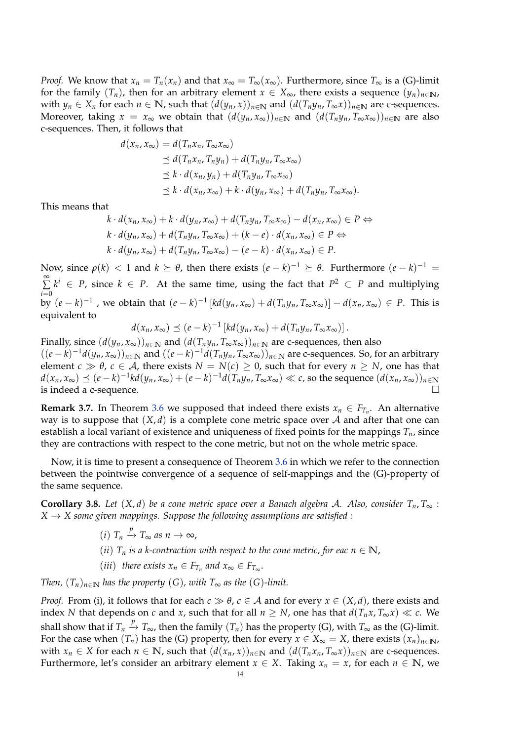*Proof.* We know that $x_n = T_n(x_n)$ and that $x_\infty = T_\infty(x_\infty)$. Furthermore, since $T_\infty$ is a (G)-limit for the family $(T_n)$, then for an arbitrary element $x \in X_\infty$, there exists a sequence $(y_n)_{n\in\mathbb{N}}$, with $y_n \in X_n$ for each $n \in \mathbb{N}$, such that $(d(y_n, x))_{n\in\mathbb{N}}$ and $(d(T_n y_n, T_\infty x))_{n\in\mathbb{N}}$ are c-sequences. Moreover, taking $x = x_\infty$ we obtain that $(d(y_n, x_\infty))_{n\in\mathbb{N}}$ and $(d(T_n y_n, T_\infty x_\infty))_{n\in\mathbb{N}}$ are also c-sequences. Then, it follows that

$$
\begin{aligned}
d(x_n, x_\infty) &= d(T_n x_n, T_\infty x_\infty) \\
&\preceq d(T_n x_n, T_n y_n) + d(T_n y_n, T_\infty x_\infty) \\
&\preceq k \cdot d(x_n, y_n) + d(T_n y_n, T_\infty x_\infty) \\
&\preceq k \cdot d(x_n, x_\infty) + k \cdot d(y_n, x_\infty) + d(T_n y_n, T_\infty x_\infty).
\end{aligned}
$$

This means that

$$
\begin{aligned}
& k \cdot d(x_n, x_\infty) + k \cdot d(y_n, x_\infty) + d(T_n y_n, T_\infty x_\infty) - d(x_n, x_\infty) \in P \Leftrightarrow \\
& k \cdot d(y_n, x_\infty) + d(T_n y_n, T_\infty x_\infty) + (k - e) \cdot d(x_n, x_\infty) \in P \Leftrightarrow \\
& k \cdot d(y_n, x_\infty) + d(T_n y_n, T_\infty x_\infty) - (e - k) \cdot d(x_n, x_\infty) \in P.
\end{aligned}
$$

Now, since $\rho(k) < 1$ and $k \succeq \theta$, then there exists $(e-k)^{-1} \succeq \theta$. Furthermore $(e-k)^{-1} = \sum_{i=0}^{\infty} k^i \in P$, since $k \in P$. At the same time, using the fact that $P^2 \subset P$ and multiplying by $(e-k)^{-1}$, we obtain that $(e-k)^{-1}\left[k d(y_n, x_\infty) + d(T_n y_n, T_\infty x_\infty)\right] - d(x_n, x_\infty) \in P$. This is equivalent to

$$
d(x_n, x_\infty) \preceq (e-k)^{-1}\left[k d(y_n, x_\infty) + d(T_n y_n, T_\infty x_\infty)\right].
$$

Finally, since $(d(y_n, x_\infty))_{n\in\mathbb{N}}$ and $(d(T_n y_n, T_\infty x_\infty))_{n\in\mathbb{N}}$ are c-sequences, then also $((e-k)^{-1} d(y_n, x_\infty))_{n\in\mathbb{N}}$ and $((e-k)^{-1} d(T_n y_n, T_\infty x_\infty))_{n\in\mathbb{N}}$ are c-sequences. So, for an arbitrary element $c \gg \theta$, $c \in \mathcal{A}$, there exists $N = N(c) \geq 0$, such that for every $n \geq N$, one has that $d(x_n, x_\infty) \preceq (e-k)^{-1} k d(y_n, x_\infty) + (e-k)^{-1} d(T_n y_n, T_\infty x_\infty) \ll c$, so the sequence $(d(x_n, x_\infty))_{n\in\mathbb{N}}$ is indeed a c-sequence. $\square$

**Remark 3.7.** In Theorem 3.6 we supposed that indeed there exists $x_n \in F_{T_n}$. An alternative way is to suppose that $(X, d)$ is a complete cone metric space over $\mathcal{A}$ and after that one can establish a local variant of existence and uniqueness of fixed points for the mappings $T_n$, since they are contractions with respect to the cone metric, but not on the whole metric space.

Now, it is time to present a consequence of Theorem 3.6 in which we refer to the connection between the pointwise convergence of a sequence of self-mappings and the (G)-property of the same sequence.

**Corollary 3.8.** *Let $(X, d)$ be a cone metric space over a Banach algebra $\mathcal{A}$. Also, consider $T_n, T_\infty : X \to X$ some given mappings. Suppose the following assumptions are satisfied :*

(i) $T_n \xrightarrow{p} T_\infty$ *as* $n \to \infty$,

(ii) $T_n$ *is a k-contraction with respect to the cone metric, for eac* $n \in \mathbb{N}$,

(iii) *there exists* $x_n \in F_{T_n}$ *and* $x_\infty \in F_{T_\infty}$.

*Then, $(T_n)_{n\in\mathbb{N}}$ has the property (G), with $T_\infty$ as the (G)-limit.*

*Proof.* From (i), it follows that for each $c \gg \theta$, $c \in \mathcal{A}$ and for every $x \in (X, d)$, there exists and index $N$ that depends on $c$ and $x$, such that for all $n \geq N$, one has that $d(T_n x, T_\infty x) \ll c$. We shall show that if $T_n \xrightarrow{p} T_\infty$, then the family $(T_n)$ has the property (G), with $T_\infty$ as the (G)-limit. For the case when $(T_n)$ has the (G) property, then for every $x \in X_\infty = X$, there exists $(x_n)_{n\in\mathbb{N}}$, with $x_n \in X$ for each $n \in \mathbb{N}$, such that $(d(x_n, x))_{n\in\mathbb{N}}$ and $(d(T_n x_n, T_\infty x))_{n\in\mathbb{N}}$ are c-sequences. Furthermore, let's consider an arbitrary element $x \in X$. Taking $x_n = x$, for each $n \in \mathbb{N}$, we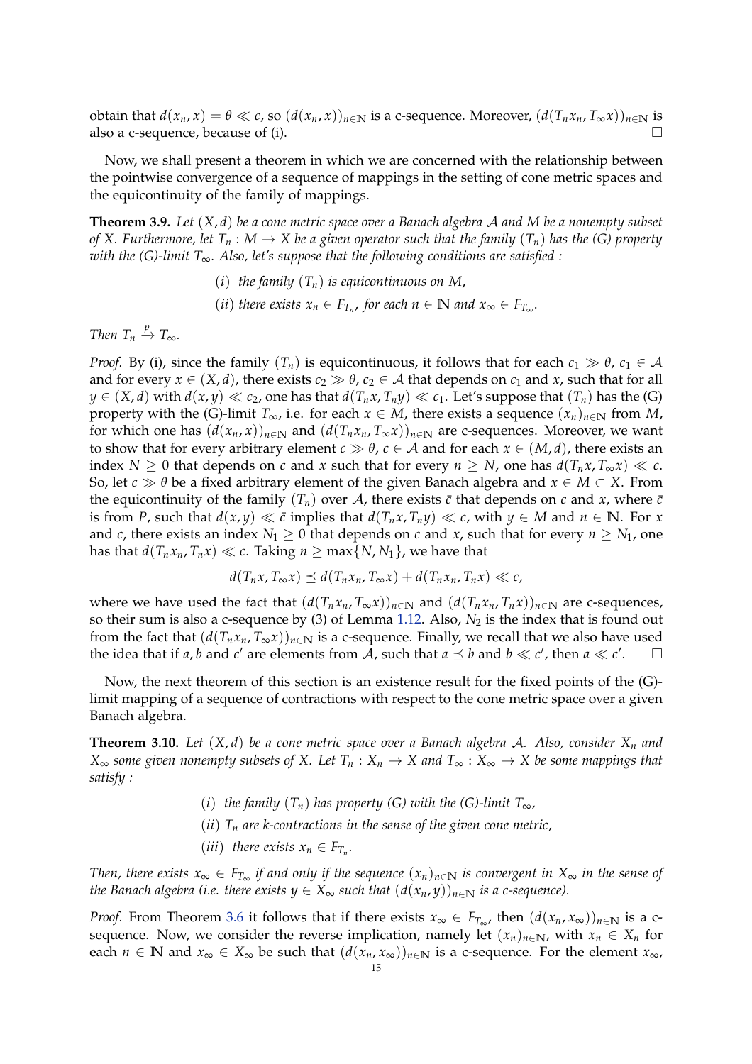obtain that $d(x_n, x) = \theta \ll c$, so $(d(x_n, x))_{n\in\mathbb{N}}$ is a c-sequence. Moreover, $(d(T_n x_n, T_\infty x))_{n\in\mathbb{N}}$ is also a c-sequence, because of (i). $\square$

Now, we shall present a theorem in which we are concerned with the relationship between the pointwise convergence of a sequence of mappings in the setting of cone metric spaces and the equicontinuity of the family of mappings.

**Theorem 3.9.** *Let $(X, d)$ be a cone metric space over a Banach algebra $\mathcal{A}$ and $M$ be a nonempty subset of $X$. Furthermore, let $T_n : M \to X$ be a given operator such that the family $(T_n)$ has the (G) property with the (G)-limit $T_\infty$. Also, let's suppose that the following conditions are satisfied :*

$(i)$ *the family $(T_n)$ is equicontinuous on $M$,*

$(ii)$ *there exists $x_n \in F_{T_n}$, for each $n \in \mathbb{N}$ and $x_\infty \in F_{T_\infty}$.*

*Then $T_n \xrightarrow{p} T_\infty$.*

*Proof.* By (i), since the family $(T_n)$ is equicontinuous, it follows that for each $c_1 \gg \theta$, $c_1 \in \mathcal{A}$ and for every $x \in (X, d)$, there exists $c_2 \gg \theta$, $c_2 \in \mathcal{A}$ that depends on $c_1$ and $x$, such that for all $y \in (X, d)$ with $d(x, y) \ll c_2$, one has that $d(T_n x, T_n y) \ll c_1$. Let's suppose that $(T_n)$ has the (G) property with the (G)-limit $T_\infty$, i.e. for each $x \in M$, there exists a sequence $(x_n)_{n\in\mathbb{N}}$ from $M$, for which one has $(d(x_n, x))_{n\in\mathbb{N}}$ and $(d(T_n x_n, T_\infty x))_{n\in\mathbb{N}}$ are c-sequences. Moreover, we want to show that for every arbitrary element $c \gg \theta$, $c \in \mathcal{A}$ and for each $x \in (M, d)$, there exists an index $N \geq 0$ that depends on $c$ and $x$ such that for every $n \geq N$, one has $d(T_n x, T_\infty x) \ll c$. So, let $c \gg \theta$ be a fixed arbitrary element of the given Banach algebra and $x \in M \subset X$. From the equicontinuity of the family $(T_n)$ over $\mathcal{A}$, there exists $\bar{c}$ that depends on $c$ and $x$, where $\bar{c}$ is from $P$, such that $d(x, y) \ll \bar{c}$ implies that $d(T_n x, T_n y) \ll c$, with $y \in M$ and $n \in \mathbb{N}$. For $x$ and $c$, there exists an index $N_1 \geq 0$ that depends on $c$ and $x$, such that for every $n \geq N_1$, one has that $d(T_n x_n, T_n x) \ll c$. Taking $n \geq \max\{N, N_1\}$, we have that

$$d(T_n x, T_\infty x) \preceq d(T_n x_n, T_\infty x) + d(T_n x_n, T_n x) \ll c,$$

where we have used the fact that $(d(T_n x_n, T_\infty x))_{n\in\mathbb{N}}$ and $(d(T_n x_n, T_n x))_{n\in\mathbb{N}}$ are c-sequences, so their sum is also a c-sequence by (3) of Lemma 1.12. Also, $N_2$ is the index that is found out from the fact that $(d(T_n x_n, T_\infty x))_{n\in\mathbb{N}}$ is a c-sequence. Finally, we recall that we also have used the idea that if $a, b$ and $c'$ are elements from $\mathcal{A}$, such that $a \preceq b$ and $b \ll c'$, then $a \ll c'$. $\square$

Now, the next theorem of this section is an existence result for the fixed points of the (G)-limit mapping of a sequence of contractions with respect to the cone metric space over a given Banach algebra.

**Theorem 3.10.** *Let $(X, d)$ be a cone metric space over a Banach algebra $\mathcal{A}$. Also, consider $X_n$ and $X_\infty$ some given nonempty subsets of $X$. Let $T_n : X_n \to X$ and $T_\infty : X_\infty \to X$ be some mappings that satisfy :*

$(i)$ *the family $(T_n)$ has property (G) with the (G)-limit $T_\infty$,*

$(ii)$ *$T_n$ are k-contractions in the sense of the given cone metric,*

$(iii)$ *there exists $x_n \in F_{T_n}$.*

*Then, there exists $x_\infty \in F_{T_\infty}$ if and only if the sequence $(x_n)_{n\in\mathbb{N}}$ is convergent in $X_\infty$ in the sense of the Banach algebra (i.e. there exists $y \in X_\infty$ such that $(d(x_n, y))_{n\in\mathbb{N}}$ is a c-sequence).*

*Proof.* From Theorem 3.6 it follows that if there exists $x_\infty \in F_{T_\infty}$, then $(d(x_n, x_\infty))_{n\in\mathbb{N}}$ is a c-sequence. Now, we consider the reverse implication, namely let $(x_n)_{n\in\mathbb{N}}$, with $x_n \in X_n$ for each $n \in \mathbb{N}$ and $x_\infty \in X_\infty$ be such that $(d(x_n, x_\infty))_{n\in\mathbb{N}}$ is a c-sequence. For the element $x_\infty$,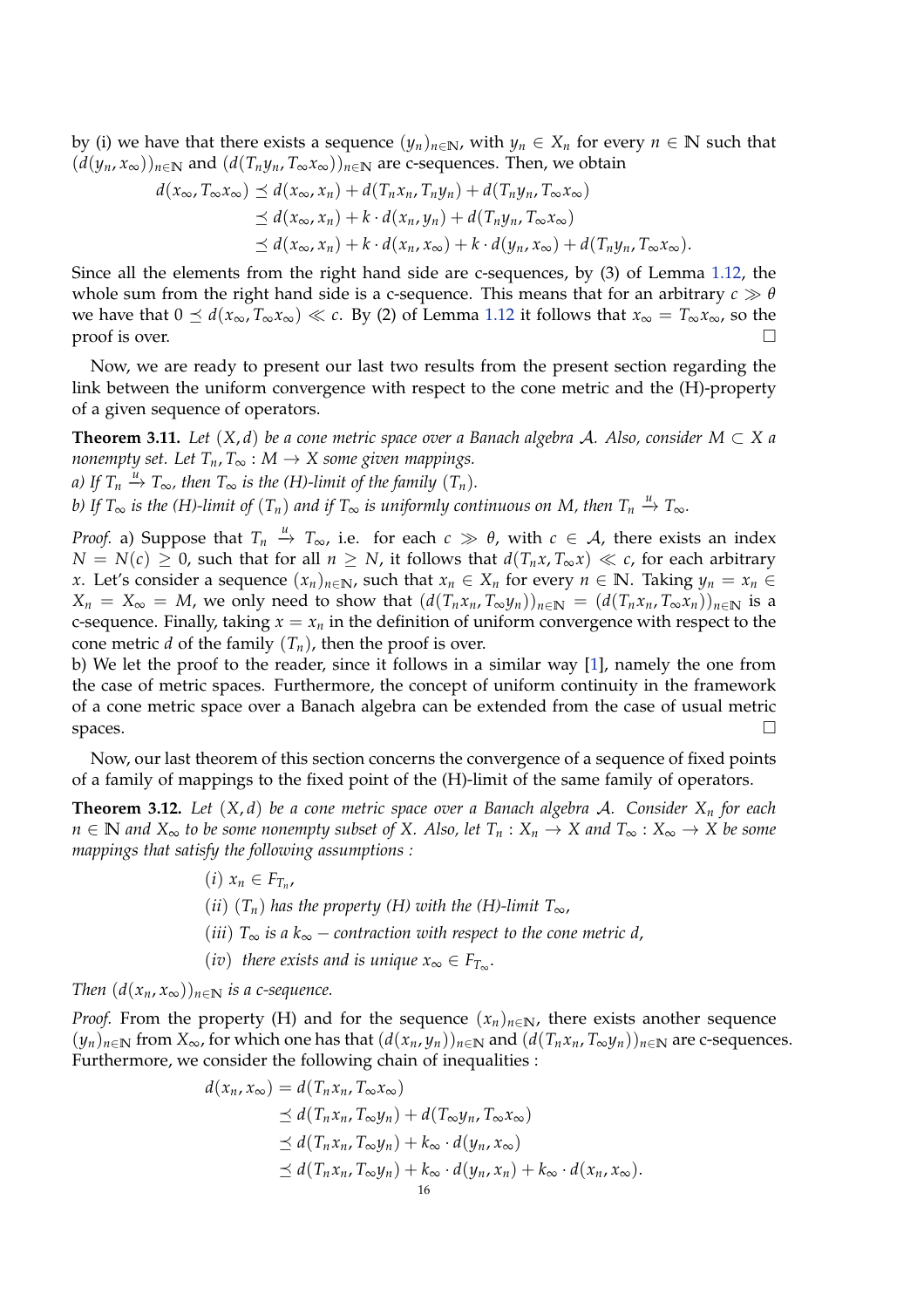by (i) we have that there exists a sequence $(y_n)_{n\in\mathbb{N}}$, with $y_n \in X_n$ for every $n \in \mathbb{N}$ such that $(d(y_n, x_\infty))_{n\in\mathbb{N}}$ and $(d(T_n y_n, T_\infty x_\infty))_{n\in\mathbb{N}}$ are c-sequences. Then, we obtain

$$
\begin{aligned}
d(x_\infty, T_\infty x_\infty) &\preceq d(x_\infty, x_n) + d(T_n x_n, T_n y_n) + d(T_n y_n, T_\infty x_\infty) \\
&\preceq d(x_\infty, x_n) + k \cdot d(x_n, y_n) + d(T_n y_n, T_\infty x_\infty) \\
&\preceq d(x_\infty, x_n) + k \cdot d(x_n, x_\infty) + k \cdot d(y_n, x_\infty) + d(T_n y_n, T_\infty x_\infty).
\end{aligned}
$$

Since all the elements from the right hand side are c-sequences, by (3) of Lemma 1.12, the whole sum from the right hand side is a c-sequence. This means that for an arbitrary $c \gg \theta$ we have that $0 \preceq d(x_\infty, T_\infty x_\infty) \ll c$. By (2) of Lemma 1.12 it follows that $x_\infty = T_\infty x_\infty$, so the proof is over. $\square$

Now, we are ready to present our last two results from the present section regarding the link between the uniform convergence with respect to the cone metric and the (H)-property of a given sequence of operators.

**Theorem 3.11.** *Let $(X, d)$ be a cone metric space over a Banach algebra $\mathcal{A}$. Also, consider $M \subset X$ a nonempty set. Let $T_n, T_\infty : M \to X$ some given mappings.*
*a) If $T_n \xrightarrow{u} T_\infty$, then $T_\infty$ is the (H)-limit of the family $(T_n)$.*
*b) If $T_\infty$ is the (H)-limit of $(T_n)$ and if $T_\infty$ is uniformly continuous on $M$, then $T_n \xrightarrow{u} T_\infty$.*

*Proof.* a) Suppose that $T_n \xrightarrow{u} T_\infty$, i.e. for each $c \gg \theta$, with $c \in \mathcal{A}$, there exists an index $N = N(c) \geq 0$, such that for all $n \geq N$, it follows that $d(T_n x, T_\infty x) \ll c$, for each arbitrary $x$. Let's consider a sequence $(x_n)_{n\in\mathbb{N}}$, such that $x_n \in X_n$ for every $n \in \mathbb{N}$. Taking $y_n = x_n \in X_n = X_\infty = M$, we only need to show that $(d(T_n x_n, T_\infty y_n))_{n\in\mathbb{N}} = (d(T_n x_n, T_\infty x_n))_{n\in\mathbb{N}}$ is a c-sequence. Finally, taking $x = x_n$ in the definition of uniform convergence with respect to the cone metric $d$ of the family $(T_n)$, then the proof is over.
b) We let the proof to the reader, since it follows in a similar way [1], namely the one from the case of metric spaces. Furthermore, the concept of uniform continuity in the framework of a cone metric space over a Banach algebra can be extended from the case of usual metric spaces. $\square$

Now, our last theorem of this section concerns the convergence of a sequence of fixed points of a family of mappings to the fixed point of the (H)-limit of the same family of operators.

**Theorem 3.12.** *Let $(X, d)$ be a cone metric space over a Banach algebra $\mathcal{A}$. Consider $X_n$ for each $n \in \mathbb{N}$ and $X_\infty$ to be some nonempty subset of $X$. Also, let $T_n : X_n \to X$ and $T_\infty : X_\infty \to X$ be some mappings that satisfy the following assumptions :*

$(i)$ *$x_n \in F_{T_n}$,*

$(ii)$ *$(T_n)$ has the property (H) with the (H)-limit $T_\infty$,*

$(iii)$ *$T_\infty$ is a $k_\infty -$ contraction with respect to the cone metric $d$,*

$(iv)$ *there exists and is unique $x_\infty \in F_{T_\infty}$.*

*Then $(d(x_n, x_\infty))_{n\in\mathbb{N}}$ is a c-sequence.*

*Proof.* From the property (H) and for the sequence $(x_n)_{n\in\mathbb{N}}$, there exists another sequence $(y_n)_{n\in\mathbb{N}}$ from $X_\infty$, for which one has that $(d(x_n, y_n))_{n\in\mathbb{N}}$ and $(d(T_n x_n, T_\infty y_n))_{n\in\mathbb{N}}$ are c-sequences. Furthermore, we consider the following chain of inequalities :

$$
\begin{aligned}
d(x_n, x_\infty) &= d(T_n x_n, T_\infty x_\infty) \\
&\preceq d(T_n x_n, T_\infty y_n) + d(T_\infty y_n, T_\infty x_\infty) \\
&\preceq d(T_n x_n, T_\infty y_n) + k_\infty \cdot d(y_n, x_\infty) \\
&\preceq d(T_n x_n, T_\infty y_n) + k_\infty \cdot d(y_n, x_n) + k_\infty \cdot d(x_n, x_\infty).
\end{aligned}
$$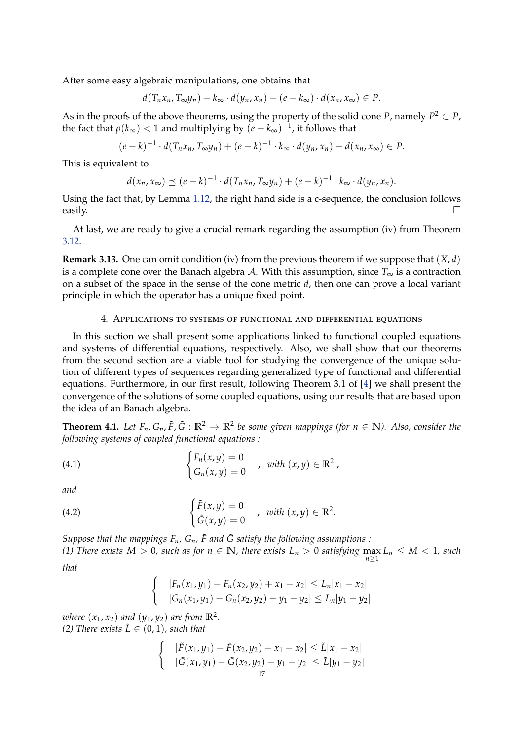After some easy algebraic manipulations, one obtains that

$$d(T_n x_n, T_\infty y_n) + k_\infty \cdot d(y_n, x_n) - (e - k_\infty) \cdot d(x_n, x_\infty) \in P.$$

As in the proofs of the above theorems, using the property of the solid cone $P$, namely $P^2 \subset P$, the fact that $\rho(k_\infty) < 1$ and multiplying by $(e - k_\infty)^{-1}$, it follows that

$$(e-k)^{-1} \cdot d(T_n x_n, T_\infty y_n) + (e-k)^{-1} \cdot k_\infty \cdot d(y_n, x_n) - d(x_n, x_\infty) \in P.$$

This is equivalent to

$$d(x_n, x_\infty) \preceq (e-k)^{-1} \cdot d(T_n x_n, T_\infty y_n) + (e-k)^{-1} \cdot k_\infty \cdot d(y_n, x_n).$$

Using the fact that, by Lemma 1.12, the right hand side is a c-sequence, the conclusion follows easily. □

At last, we are ready to give a crucial remark regarding the assumption (iv) from Theorem 3.12.

**Remark 3.13.** One can omit condition (iv) from the previous theorem if we suppose that $(X, d)$ is a complete cone over the Banach algebra $\mathcal{A}$. With this assumption, since $T_\infty$ is a contraction on a subset of the space in the sense of the cone metric $d$, then one can prove a local variant principle in which the operator has a unique fixed point.

## 4. Applications to systems of functional and differential equations

In this section we shall present some applications linked to functional coupled equations and systems of differential equations, respectively. Also, we shall show that our theorems from the second section are a viable tool for studying the convergence of the unique solution of different types of sequences regarding generalized type of functional and differential equations. Furthermore, in our first result, following Theorem 3.1 of [4] we shall present the convergence of the solutions of some coupled equations, using our results that are based upon the idea of an Banach algebra.

**Theorem 4.1.** *Let $F_n, G_n, \tilde{F}, \tilde{G} : \mathbb{R}^2 \to \mathbb{R}^2$ be some given mappings (for $n \in \mathbb{N}$). Also, consider the following systems of coupled functional equations :*

$$\begin{cases} F_n(x,y) = 0 \\ G_n(x,y) = 0 \end{cases} \quad , \ \text{with } (x,y) \in \mathbb{R}^2 \ , \tag{4.1}$$

*and*

$$\begin{cases} \tilde{F}(x,y) = 0 \\ \tilde{G}(x,y) = 0 \end{cases} \quad , \ \text{with } (x,y) \in \mathbb{R}^2. \tag{4.2}$$

*Suppose that the mappings $F_n$, $G_n$, $\tilde{F}$ and $\tilde{G}$ satisfy the following assumptions :*
*(1) There exists $M > 0$, such as for $n \in \mathbb{N}$, there exists $L_n > 0$ satisfying $\max_{n \geq 1} L_n \leq M < 1$, such that*

$$\begin{cases} |F_n(x_1, y_1) - F_n(x_2, y_2) + x_1 - x_2| \leq L_n |x_1 - x_2| \\ |G_n(x_1, y_1) - G_n(x_2, y_2) + y_1 - y_2| \leq L_n |y_1 - y_2| \end{cases}$$

*where $(x_1, x_2)$ and $(y_1, y_2)$ are from $\mathbb{R}^2$.*
*(2) There exists $\tilde{L} \in (0, 1)$, such that*

$$\begin{cases} |\tilde{F}(x_1, y_1) - \tilde{F}(x_2, y_2) + x_1 - x_2| \leq \tilde{L} |x_1 - x_2| \\ |\tilde{G}(x_1, y_1) - \tilde{G}(x_2, y_2) + y_1 - y_2| \leq \tilde{L} |y_1 - y_2| \end{cases}$$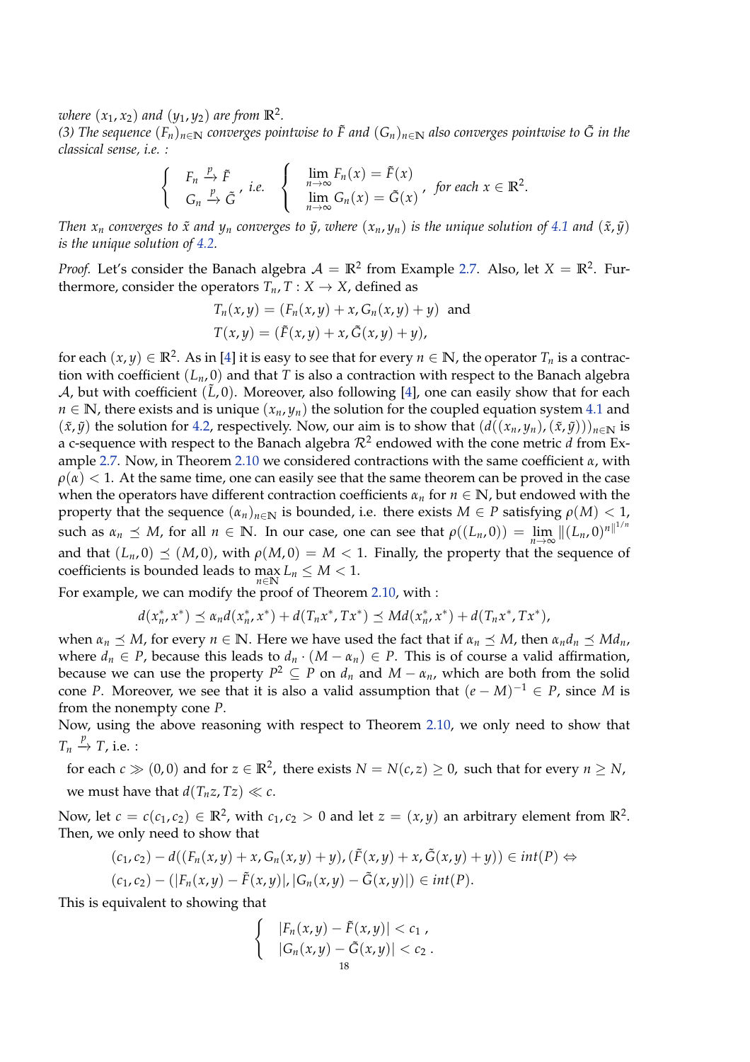*where $(x_1, x_2)$ and $(y_1, y_2)$ are from $\mathbb{R}^2$.*
*(3) The sequence $(F_n)_{n\in\mathbb{N}}$ converges pointwise to $\tilde{F}$ and $(G_n)_{n\in\mathbb{N}}$ also converges pointwise to $\tilde{G}$ in the classical sense, i.e. :*

$$\begin{cases} F_n \xrightarrow{p} \tilde{F} \\ G_n \xrightarrow{p} \tilde{G} \end{cases}, \text{ i.e. } \begin{cases} \lim\limits_{n\to\infty} F_n(x) = \tilde{F}(x) \\ \lim\limits_{n\to\infty} G_n(x) = \tilde{G}(x) \end{cases}, \text{ for each } x \in \mathbb{R}^2.$$

*Then $x_n$ converges to $\tilde{x}$ and $y_n$ converges to $\tilde{y}$, where $(x_n, y_n)$ is the unique solution of 4.1 and $(\tilde{x}, \tilde{y})$ is the unique solution of 4.2.*

*Proof.* Let's consider the Banach algebra $\mathcal{A} = \mathbb{R}^2$ from Example 2.7. Also, let $X = \mathbb{R}^2$. Furthermore, consider the operators $T_n, T : X \to X$, defined as

$$T_n(x,y) = (F_n(x,y) + x, G_n(x,y) + y) \text{ and}$$
$$T(x,y) = (\tilde{F}(x,y) + x, \tilde{G}(x,y) + y),$$

for each $(x, y) \in \mathbb{R}^2$. As in [4] it is easy to see that for every $n \in \mathbb{N}$, the operator $T_n$ is a contraction with coefficient $(L_n, 0)$ and that $T$ is also a contraction with respect to the Banach algebra $\mathcal{A}$, but with coefficient $(\tilde{L}, 0)$. Moreover, also following [4], one can easily show that for each $n \in \mathbb{N}$, there exists and is unique $(x_n, y_n)$ the solution for the coupled equation system 4.1 and $(\tilde{x}, \tilde{y})$ the solution for 4.2, respectively. Now, our aim is to show that $(d((x_n, y_n), (\tilde{x}, \tilde{y})))_{n\in\mathbb{N}}$ is a c-sequence with respect to the Banach algebra $\mathcal{R}^2$ endowed with the cone metric $d$ from Example 2.7. Now, in Theorem 2.10 we considered contractions with the same coefficient $\alpha$, with $\rho(\alpha) < 1$. At the same time, one can easily see that the same theorem can be proved in the case when the operators have different contraction coefficients $\alpha_n$ for $n \in \mathbb{N}$, but endowed with the property that the sequence $(\alpha_n)_{n\in\mathbb{N}}$ is bounded, i.e. there exists $M \in P$ satisfying $\rho(M) < 1$, such as $\alpha_n \preceq M$, for all $n \in \mathbb{N}$. In our case, one can see that $\rho((L_n, 0)) = \lim\limits_{n\to\infty} \|(L_n, 0)^n\|^{1/n}$ and that $(L_n, 0) \preceq (M, 0)$, with $\rho(M, 0) = M < 1$. Finally, the property that the sequence of coefficients is bounded leads to $\max\limits_{n\in\mathbb{N}} L_n \leq M < 1$.
For example, we can modify the proof of Theorem 2.10, with :

$$d(x_n^*, x^*) \preceq \alpha_n d(x_n^*, x^*) + d(T_n x^*, T x^*) \preceq M d(x_n^*, x^*) + d(T_n x^*, T x^*),$$

when $\alpha_n \preceq M$, for every $n \in \mathbb{N}$. Here we have used the fact that if $\alpha_n \preceq M$, then $\alpha_n d_n \preceq M d_n$, where $d_n \in P$, because this leads to $d_n \cdot (M - \alpha_n) \in P$. This is of course a valid affirmation, because we can use the property $P^2 \subseteq P$ on $d_n$ and $M - \alpha_n$, which are both from the solid cone $P$. Moreover, we see that it is also a valid assumption that $(e - M)^{-1} \in P$, since $M$ is from the nonempty cone $P$.
Now, using the above reasoning with respect to Theorem 2.10, we only need to show that $T_n \xrightarrow{p} T$, i.e. :

for each $c \gg (0,0)$ and for $z \in \mathbb{R}^2$, there exists $N = N(c, z) \geq 0$, such that for every $n \geq N$, we must have that $d(T_n z, Tz) \ll c$.

Now, let $c = c(c_1, c_2) \in \mathbb{R}^2$, with $c_1, c_2 > 0$ and let $z = (x, y)$ an arbitrary element from $\mathbb{R}^2$. Then, we only need to show that

$$(c_1, c_2) - d((F_n(x,y) + x, G_n(x,y) + y), (\tilde{F}(x,y) + x, \tilde{G}(x,y) + y)) \in int(P) \Leftrightarrow$$
$$(c_1, c_2) - (|F_n(x,y) - \tilde{F}(x,y)|, |G_n(x,y) - \tilde{G}(x,y)|) \in int(P).$$

This is equivalent to showing that

$$\begin{cases} |F_n(x,y) - \tilde{F}(x,y)| < c_1 \,, \\ |G_n(x,y) - \tilde{G}(x,y)| < c_2 \,. \end{cases}$$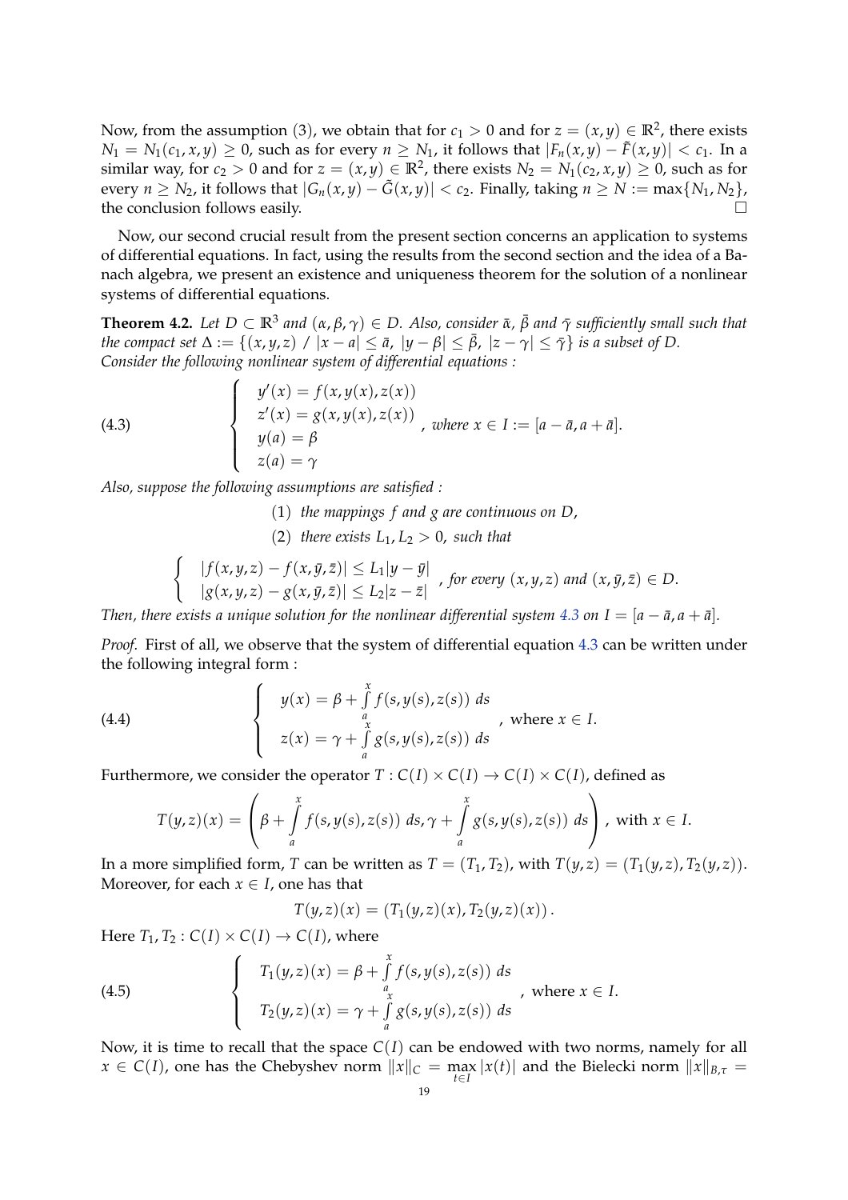Now, from the assumption (3), we obtain that for $c_1 > 0$ and for $z = (x, y) \in \mathbb{R}^2$, there exists $N_1 = N_1(c_1, x, y) \geq 0$, such as for every $n \geq N_1$, it follows that $|F_n(x, y) - \tilde{F}(x, y)| < c_1$. In a similar way, for $c_2 > 0$ and for $z = (x, y) \in \mathbb{R}^2$, there exists $N_2 = N_1(c_2, x, y) \geq 0$, such as for every $n \geq N_2$, it follows that $|G_n(x, y) - \tilde{G}(x, y)| < c_2$. Finally, taking $n \geq N := \max\{N_1, N_2\}$, the conclusion follows easily. $\square$

Now, our second crucial result from the present section concerns an application to systems of differential equations. In fact, using the results from the second section and the idea of a Banach algebra, we present an existence and uniqueness theorem for the solution of a nonlinear systems of differential equations.

**Theorem 4.2.** *Let $D \subset \mathbb{R}^3$ and $(\alpha, \beta, \gamma) \in D$. Also, consider $\bar{\alpha}$, $\bar{\beta}$ and $\bar{\gamma}$ sufficiently small such that the compact set $\Delta := \{(x, y, z) \ / \ |x - a| \leq \bar{\alpha},\ |y - \beta| \leq \bar{\beta},\ |z - \gamma| \leq \bar{\gamma}\}$ is a subset of $D$. Consider the following nonlinear system of differential equations :*

$$
\begin{cases}
y'(x) = f(x, y(x), z(x)) \\
z'(x) = g(x, y(x), z(x)) \\
y(a) = \beta \\
z(a) = \gamma
\end{cases}
, \text{ where } x \in I := [a - \bar{a}, a + \bar{a}]. \tag{4.3}
$$

*Also, suppose the following assumptions are satisfied :*

(1) *the mappings $f$ and $g$ are continuous on $D$,*

(2) *there exists $L_1, L_2 > 0$, such that*

$$
\begin{cases}
|f(x, y, z) - f(x, \bar{y}, \bar{z})| \leq L_1 |y - \bar{y}| \\
|g(x, y, z) - g(x, \bar{y}, \bar{z})| \leq L_2 |z - \bar{z}|
\end{cases}
, \text{ for every } (x, y, z) \text{ and } (x, \bar{y}, \bar{z}) \in D.
$$

*Then, there exists a unique solution for the nonlinear differential system 4.3 on $I = [a - \bar{a}, a + \bar{a}]$.*

*Proof.* First of all, we observe that the system of differential equation 4.3 can be written under the following integral form :

$$
\begin{cases}
y(x) = \beta + \int\limits_a^x f(s, y(s), z(s)) \ ds \\
z(x) = \gamma + \int\limits_a^x g(s, y(s), z(s)) \ ds
\end{cases}
, \text{ where } x \in I. \tag{4.4}
$$

Furthermore, we consider the operator $T : C(I) \times C(I) \to C(I) \times C(I)$, defined as

$$
T(y, z)(x) = \left( \beta + \int\limits_a^x f(s, y(s), z(s)) \ ds, \gamma + \int\limits_a^x g(s, y(s), z(s)) \ ds \right), \text{ with } x \in I.
$$

In a more simplified form, $T$ can be written as $T = (T_1, T_2)$, with $T(y, z) = (T_1(y, z), T_2(y, z))$. Moreover, for each $x \in I$, one has that

$$
T(y, z)(x) = (T_1(y, z)(x), T_2(y, z)(x)).
$$

Here $T_1, T_2 : C(I) \times C(I) \to C(I)$, where

$$
\begin{cases}
T_1(y, z)(x) = \beta + \int\limits_a^x f(s, y(s), z(s)) \ ds \\
T_2(y, z)(x) = \gamma + \int\limits_a^x g(s, y(s), z(s)) \ ds
\end{cases}
, \text{ where } x \in I. \tag{4.5}
$$

Now, it is time to recall that the space $C(I)$ can be endowed with two norms, namely for all $x \in C(I)$, one has the Chebyshev norm $\|x\|_C = \max\limits_{t \in I} |x(t)|$ and the Bielecki norm $\|x\|_{B,\tau} =$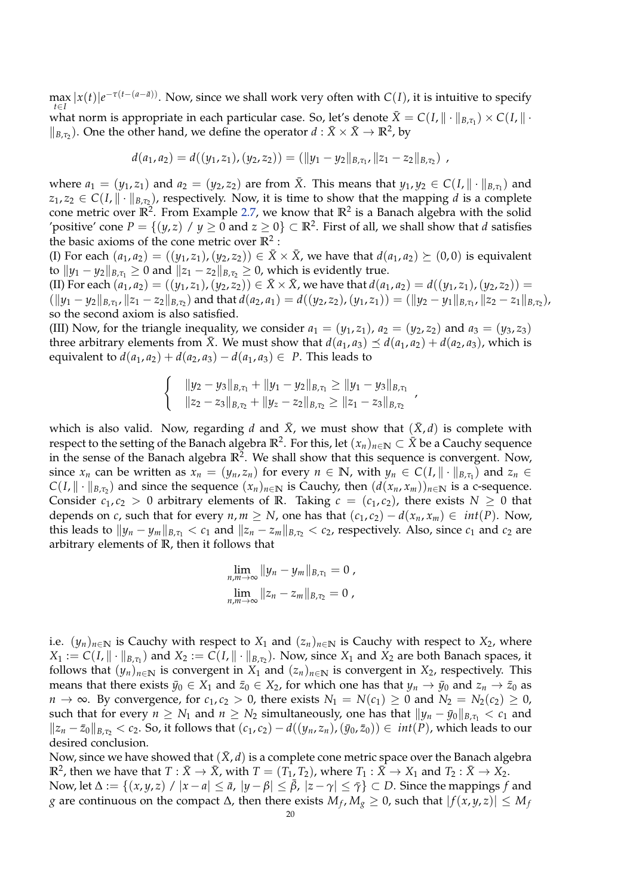$\max_{t \in I} |x(t)| e^{-\tau(t-(a-\bar{a}))}$. Now, since we shall work very often with $C(I)$, it is intuitive to specify what norm is appropriate in each particular case. So, let's denote $\bar{X} = C(I, \|\cdot\|_{B,\tau_1}) \times C(I, \|\cdot\|_{B,\tau_2})$. One the other hand, we define the operator $d : \bar{X} \times \bar{X} \to \mathbb{R}^2$, by

$$d(a_1, a_2) = d((y_1, z_1), (y_2, z_2)) = (\|y_1 - y_2\|_{B,\tau_1}, \|z_1 - z_2\|_{B,\tau_2}) \ ,$$

where $a_1 = (y_1, z_1)$ and $a_2 = (y_2, z_2)$ are from $\bar{X}$. This means that $y_1, y_2 \in C(I, \|\cdot\|_{B,\tau_1})$ and $z_1, z_2 \in C(I, \|\cdot\|_{B,\tau_2})$, respectively. Now, it is time to show that the mapping $d$ is a complete cone metric over $\mathbb{R}^2$. From Example 2.7, we know that $\mathbb{R}^2$ is a Banach algebra with the solid 'positive' cone $P = \{(y, z) \ / \ y \geq 0 \text{ and } z \geq 0\} \subset \mathbb{R}^2$. First of all, we shall show that $d$ satisfies the basic axioms of the cone metric over $\mathbb{R}^2$ :

(I) For each $(a_1, a_2) = ((y_1, z_1), (y_2, z_2)) \in \bar{X} \times \bar{X}$, we have that $d(a_1, a_2) \succeq (0, 0)$ is equivalent to $\|y_1 - y_2\|_{B,\tau_1} \geq 0$ and $\|z_1 - z_2\|_{B,\tau_2} \geq 0$, which is evidently true.

(II) For each $(a_1, a_2) = ((y_1, z_1), (y_2, z_2)) \in \bar{X} \times \bar{X}$, we have that $d(a_1, a_2) = d((y_1, z_1), (y_2, z_2)) = (\|y_1 - y_2\|_{B,\tau_1}, \|z_1 - z_2\|_{B,\tau_2})$ and that $d(a_2, a_1) = d((y_2, z_2), (y_1, z_1)) = (\|y_2 - y_1\|_{B,\tau_1}, \|z_2 - z_1\|_{B,\tau_2})$, so the second axiom is also satisfied.

(III) Now, for the triangle inequality, we consider $a_1 = (y_1, z_1)$, $a_2 = (y_2, z_2)$ and $a_3 = (y_3, z_3)$ three arbitrary elements from $\bar{X}$. We must show that $d(a_1, a_3) \preceq d(a_1, a_2) + d(a_2, a_3)$, which is equivalent to $d(a_1, a_2) + d(a_2, a_3) - d(a_1, a_3) \in \ P$. This leads to

$$\begin{cases} \|y_2 - y_3\|_{B,\tau_1} + \|y_1 - y_2\|_{B,\tau_1} \geq \|y_1 - y_3\|_{B,\tau_1} \\ \|z_2 - z_3\|_{B,\tau_2} + \|y_z - z_2\|_{B,\tau_2} \geq \|z_1 - z_3\|_{B,\tau_2} \end{cases} ,$$

which is also valid. Now, regarding $d$ and $\bar{X}$, we must show that $(\bar{X}, d)$ is complete with respect to the setting of the Banach algebra $\mathbb{R}^2$. For this, let $(x_n)_{n \in \mathbb{N}} \subset \bar{X}$ be a Cauchy sequence in the sense of the Banach algebra $\mathbb{R}^2$. We shall show that this sequence is convergent. Now, since $x_n$ can be written as $x_n = (y_n, z_n)$ for every $n \in \mathbb{N}$, with $y_n \in C(I, \|\cdot\|_{B,\tau_1})$ and $z_n \in C(I, \|\cdot\|_{B,\tau_2})$ and since the sequence $(x_n)_{n \in \mathbb{N}}$ is Cauchy, then $(d(x_n, x_m))_{n \in \mathbb{N}}$ is a c-sequence. Consider $c_1, c_2 > 0$ arbitrary elements of $\mathbb{R}$. Taking $c = (c_1, c_2)$, there exists $N \geq 0$ that depends on $c$, such that for every $n, m \geq N$, one has that $(c_1, c_2) - d(x_n, x_m) \in \ int(P)$. Now, this leads to $\|y_n - y_m\|_{B,\tau_1} < c_1$ and $\|z_n - z_m\|_{B,\tau_2} < c_2$, respectively. Also, since $c_1$ and $c_2$ are arbitrary elements of $\mathbb{R}$, then it follows that

$$\lim_{n,m \to \infty} \|y_n - y_m\|_{B,\tau_1} = 0 \ ,$$
$$\lim_{n,m \to \infty} \|z_n - z_m\|_{B,\tau_2} = 0 \ ,$$

i.e. $(y_n)_{n \in \mathbb{N}}$ is Cauchy with respect to $X_1$ and $(z_n)_{n \in \mathbb{N}}$ is Cauchy with respect to $X_2$, where $X_1 := C(I, \|\cdot\|_{B,\tau_1})$ and $X_2 := C(I, \|\cdot\|_{B,\tau_2})$. Now, since $X_1$ and $X_2$ are both Banach spaces, it follows that $(y_n)_{n \in \mathbb{N}}$ is convergent in $X_1$ and $(z_n)_{n \in \mathbb{N}}$ is convergent in $X_2$, respectively. This means that there exists $\bar{y}_0 \in X_1$ and $\bar{z}_0 \in X_2$, for which one has that $y_n \to \bar{y}_0$ and $z_n \to \bar{z}_0$ as $n \to \infty$. By convergence, for $c_1, c_2 > 0$, there exists $N_1 = N(c_1) \geq 0$ and $N_2 = N_2(c_2) \geq 0$, such that for every $n \geq N_1$ and $n \geq N_2$ simultaneously, one has that $\|y_n - \bar{y}_0\|_{B,\tau_1} < c_1$ and $\|z_n - \bar{z}_0\|_{B,\tau_2} < c_2$. So, it follows that $(c_1, c_2) - d((y_n, z_n), (\bar{y}_0, \bar{z}_0)) \in \ int(P)$, which leads to our desired conclusion.

Now, since we have showed that $(\bar{X}, d)$ is a complete cone metric space over the Banach algebra $\mathbb{R}^2$, then we have that $T : \bar{X} \to \bar{X}$, with $T = (T_1, T_2)$, where $T_1 : \bar{X} \to X_1$ and $T_2 : \bar{X} \to X_2$.

Now, let $\Delta := \{(x, y, z) \ / \ |x - a| \leq \bar{a}, \ |y - \beta| \leq \bar{\beta}, \ |z - \gamma| \leq \bar{\gamma}\} \subset D$. Since the mappings $f$ and $g$ are continuous on the compact $\Delta$, then there exists $M_f, M_g \geq 0$, such that $|f(x, y, z)| \leq M_f$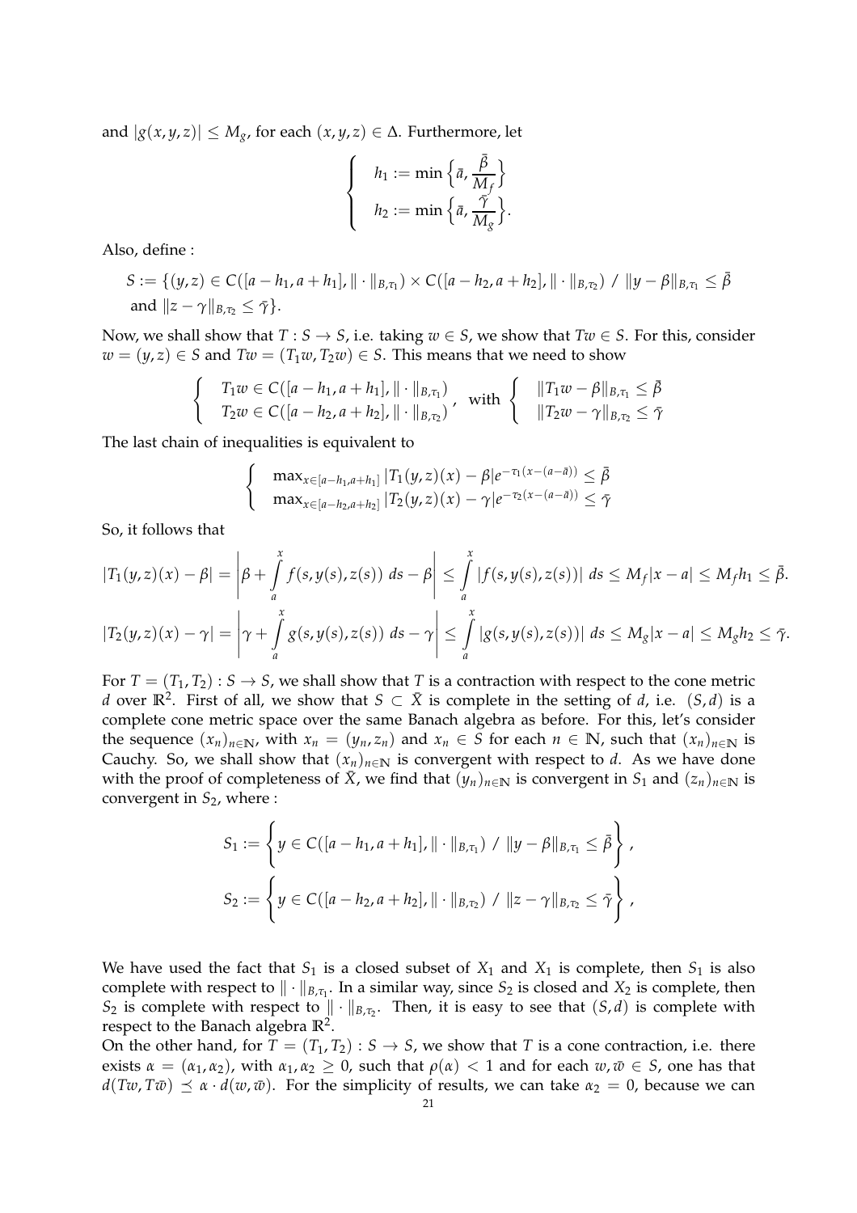and $|g(x,y,z)| \leq M_g$, for each $(x,y,z) \in \Delta$. Furthermore, let

$$\begin{cases} h_1 := \min\left\{\bar{a}, \dfrac{\bar{\beta}}{M_f}\right\} \\ h_2 := \min\left\{\bar{a}, \dfrac{\bar{\gamma}}{M_g}\right\}. \end{cases}$$

Also, define :

$$S := \{(y,z) \in C([a-h_1, a+h_1], \|\cdot\|_{B,\tau_1}) \times C([a-h_2, a+h_2], \|\cdot\|_{B,\tau_2}) \ / \ \|y-\beta\|_{B,\tau_1} \leq \bar{\beta}$$
$$\text{and } \|z-\gamma\|_{B,\tau_2} \leq \bar{\gamma}\}.$$

Now, we shall show that $T : S \to S$, i.e. taking $w \in S$, we show that $Tw \in S$. For this, consider $w = (y,z) \in S$ and $Tw = (T_1 w, T_2 w) \in S$. This means that we need to show

$$\begin{cases} T_1 w \in C([a-h_1, a+h_1], \|\cdot\|_{B,\tau_1}) \\ T_2 w \in C([a-h_2, a+h_2], \|\cdot\|_{B,\tau_2}) \end{cases}, \text{ with } \begin{cases} \|T_1 w - \beta\|_{B,\tau_1} \leq \bar{\beta} \\ \|T_2 w - \gamma\|_{B,\tau_2} \leq \bar{\gamma} \end{cases}$$

The last chain of inequalities is equivalent to

$$\begin{cases} \max_{x \in [a-h_1, a+h_1]} |T_1(y,z)(x) - \beta| e^{-\tau_1(x-(a-\bar{a}))} \leq \bar{\beta} \\ \max_{x \in [a-h_2, a+h_2]} |T_2(y,z)(x) - \gamma| e^{-\tau_2(x-(a-\bar{a}))} \leq \bar{\gamma} \end{cases}$$

So, it follows that

$$|T_1(y,z)(x) - \beta| = \left| \beta + \int_a^x f(s, y(s), z(s)) \, ds - \beta \right| \leq \int_a^x |f(s, y(s), z(s))| \, ds \leq M_f |x-a| \leq M_f h_1 \leq \bar{\beta}.$$

$$|T_2(y,z)(x) - \gamma| = \left| \gamma + \int_a^x g(s, y(s), z(s)) \, ds - \gamma \right| \leq \int_a^x |g(s, y(s), z(s))| \, ds \leq M_g |x-a| \leq M_g h_2 \leq \bar{\gamma}.$$

For $T = (T_1, T_2) : S \to S$, we shall show that $T$ is a contraction with respect to the cone metric $d$ over $\mathbb{R}^2$. First of all, we show that $S \subset \bar{X}$ is complete in the setting of $d$, i.e. $(S, d)$ is a complete cone metric space over the same Banach algebra as before. For this, let's consider the sequence $(x_n)_{n \in \mathbb{N}}$, with $x_n = (y_n, z_n)$ and $x_n \in S$ for each $n \in \mathbb{N}$, such that $(x_n)_{n \in \mathbb{N}}$ is Cauchy. So, we shall show that $(x_n)_{n \in \mathbb{N}}$ is convergent with respect to $d$. As we have done with the proof of completeness of $\bar{X}$, we find that $(y_n)_{n \in \mathbb{N}}$ is convergent in $S_1$ and $(z_n)_{n \in \mathbb{N}}$ is convergent in $S_2$, where :

$$S_1 := \left\{ y \in C([a-h_1, a+h_1], \|\cdot\|_{B,\tau_1}) \ / \ \|y-\beta\|_{B,\tau_1} \leq \bar{\beta} \right\},$$

$$S_2 := \left\{ y \in C([a-h_2, a+h_2], \|\cdot\|_{B,\tau_2}) \ / \ \|z-\gamma\|_{B,\tau_2} \leq \bar{\gamma} \right\},$$

We have used the fact that $S_1$ is a closed subset of $X_1$ and $X_1$ is complete, then $S_1$ is also complete with respect to $\|\cdot\|_{B,\tau_1}$. In a similar way, since $S_2$ is closed and $X_2$ is complete, then $S_2$ is complete with respect to $\|\cdot\|_{B,\tau_2}$. Then, it is easy to see that $(S,d)$ is complete with respect to the Banach algebra $\mathbb{R}^2$.

On the other hand, for $T = (T_1, T_2) : S \to S$, we show that $T$ is a cone contraction, i.e. there exists $\alpha = (\alpha_1, \alpha_2)$, with $\alpha_1, \alpha_2 \geq 0$, such that $\rho(\alpha) < 1$ and for each $w, \bar{w} \in S$, one has that $d(Tw, T\bar{w}) \preceq \alpha \cdot d(w, \bar{w})$. For the simplicity of results, we can take $\alpha_2 = 0$, because we can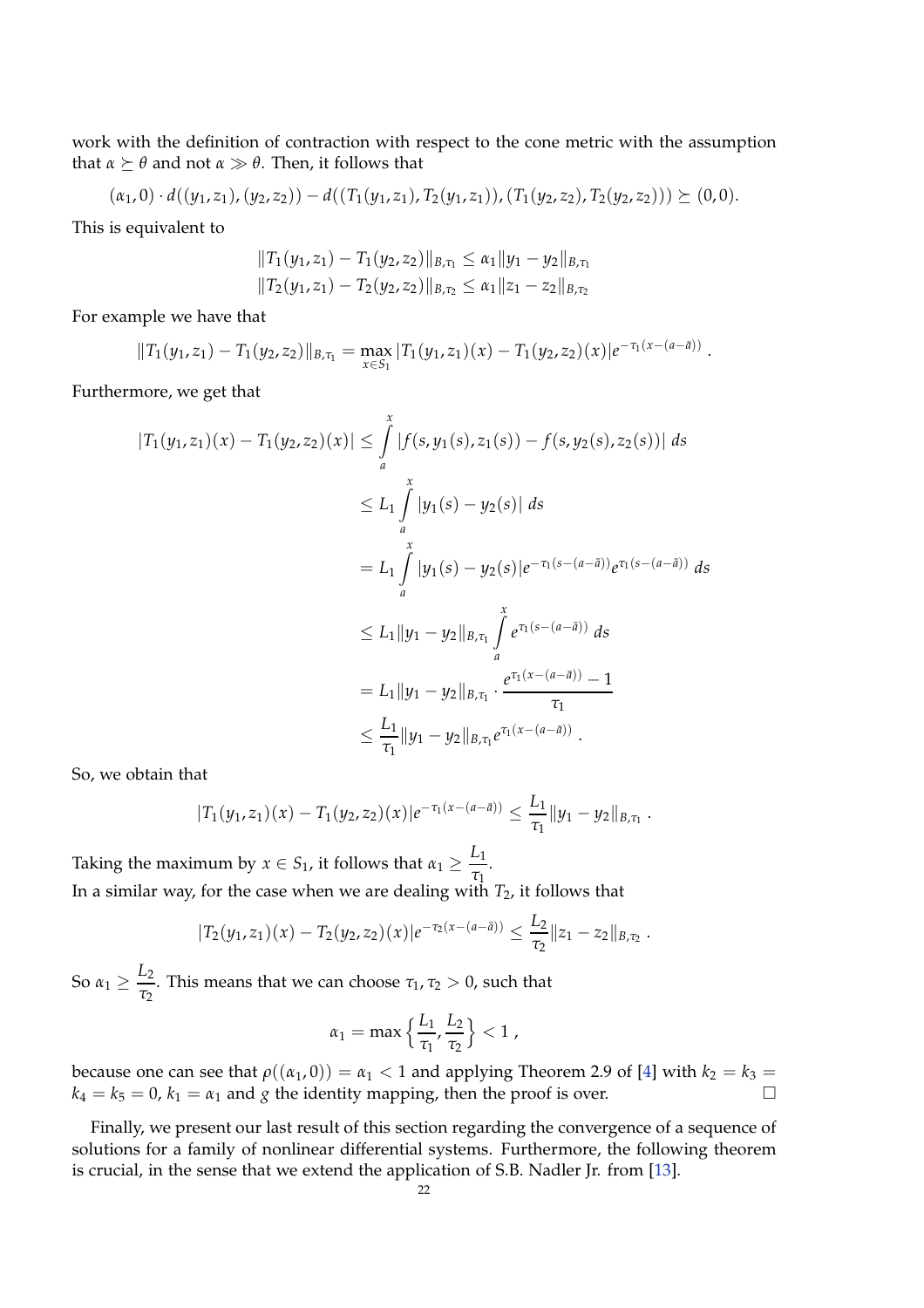work with the definition of contraction with respect to the cone metric with the assumption that $\alpha \succeq \theta$ and not $\alpha \gg \theta$. Then, it follows that

$$(\alpha_1, 0) \cdot d((y_1, z_1), (y_2, z_2)) - d((T_1(y_1, z_1), T_2(y_1, z_1)), (T_1(y_2, z_2), T_2(y_2, z_2))) \succeq (0, 0).$$

This is equivalent to

$$\|T_1(y_1, z_1) - T_1(y_2, z_2)\|_{B,\tau_1} \leq \alpha_1 \|y_1 - y_2\|_{B,\tau_1}$$
$$\|T_2(y_1, z_1) - T_2(y_2, z_2)\|_{B,\tau_2} \leq \alpha_1 \|z_1 - z_2\|_{B,\tau_2}$$

For example we have that

$$\|T_1(y_1, z_1) - T_1(y_2, z_2)\|_{B,\tau_1} = \max_{x \in S_1} |T_1(y_1, z_1)(x) - T_1(y_2, z_2)(x)| e^{-\tau_1(x-(a-\bar{a}))} .$$

Furthermore, we get that

$$\begin{aligned}
|T_1(y_1, z_1)(x) - T_1(y_2, z_2)(x)| &\leq \int_a^x |f(s, y_1(s), z_1(s)) - f(s, y_2(s), z_2(s))| \, ds \\
&\leq L_1 \int_a^x |y_1(s) - y_2(s)| \, ds \\
&= L_1 \int_a^x |y_1(s) - y_2(s)| e^{-\tau_1(s-(a-\bar{a}))} e^{\tau_1(s-(a-\bar{a}))} \, ds \\
&\leq L_1 \|y_1 - y_2\|_{B,\tau_1} \int_a^x e^{\tau_1(s-(a-\bar{a}))} \, ds \\
&= L_1 \|y_1 - y_2\|_{B,\tau_1} \cdot \frac{e^{\tau_1(x-(a-\bar{a}))} - 1}{\tau_1} \\
&\leq \frac{L_1}{\tau_1} \|y_1 - y_2\|_{B,\tau_1} e^{\tau_1(x-(a-\bar{a}))} .
\end{aligned}$$

So, we obtain that

$$|T_1(y_1, z_1)(x) - T_1(y_2, z_2)(x)| e^{-\tau_1(x-(a-\bar{a}))} \leq \frac{L_1}{\tau_1} \|y_1 - y_2\|_{B,\tau_1} .$$

Taking the maximum by $x \in S_1$, it follows that $\alpha_1 \geq \dfrac{L_1}{\tau_1}$.
In a similar way, for the case when we are dealing with $T_2$, it follows that

$$|T_2(y_1, z_1)(x) - T_2(y_2, z_2)(x)| e^{-\tau_2(x-(a-\bar{a}))} \leq \frac{L_2}{\tau_2} \|z_1 - z_2\|_{B,\tau_2} .$$

So $\alpha_1 \geq \dfrac{L_2}{\tau_2}$. This means that we can choose $\tau_1, \tau_2 > 0$, such that

$$\alpha_1 = \max\left\{\frac{L_1}{\tau_1}, \frac{L_2}{\tau_2}\right\} < 1 ,$$

because one can see that $\rho((\alpha_1, 0)) = \alpha_1 < 1$ and applying Theorem 2.9 of [4] with $k_2 = k_3 = k_4 = k_5 = 0$, $k_1 = \alpha_1$ and $g$ the identity mapping, then the proof is over. □

Finally, we present our last result of this section regarding the convergence of a sequence of solutions for a family of nonlinear differential systems. Furthermore, the following theorem is crucial, in the sense that we extend the application of S.B. Nadler Jr. from [13].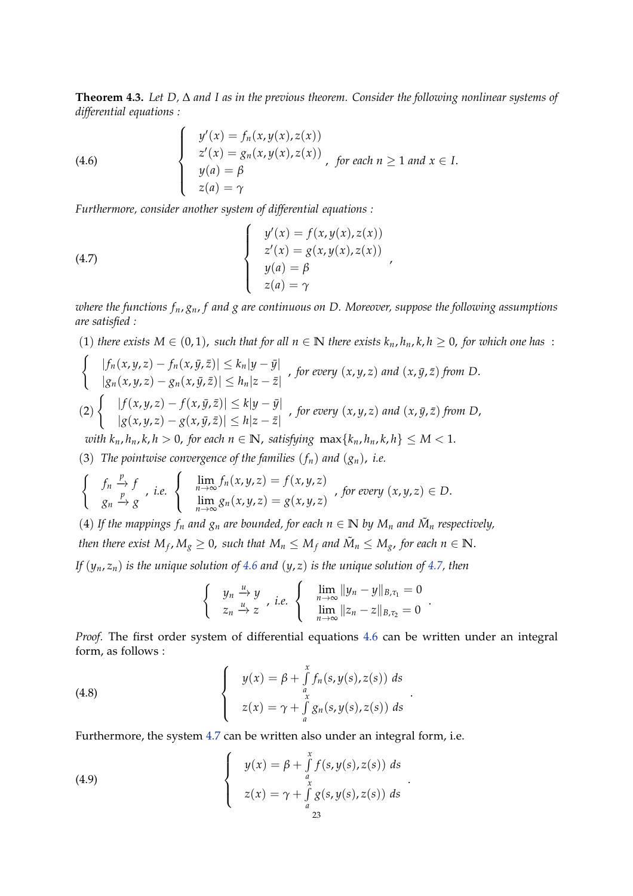**Theorem 4.3.** *Let $D$, $\Delta$ and $I$ as in the previous theorem. Consider the following nonlinear systems of differential equations :*

$$
\left\{
\begin{array}{l}
y'(x) = f_n(x, y(x), z(x)) \\
z'(x) = g_n(x, y(x), z(x)) \\
y(a) = \beta \\
z(a) = \gamma
\end{array}
\right. , \text{ for each } n \geq 1 \text{ and } x \in I. \tag{4.6}
$$

*Furthermore, consider another system of differential equations :*

$$
\left\{
\begin{array}{l}
y'(x) = f(x, y(x), z(x)) \\
z'(x) = g(x, y(x), z(x)) \\
y(a) = \beta \\
z(a) = \gamma
\end{array}
\right. , \tag{4.7}
$$

*where the functions $f_n, g_n, f$ and $g$ are continuous on $D$. Moreover, suppose the following assumptions are satisfied :*

(1) *there exists $M \in (0,1)$, such that for all $n \in \mathbb{N}$ there exists $k_n, h_n, k, h \geq 0$, for which one has :*

$$
\left\{
\begin{array}{l}
|f_n(x, y, z) - f_n(x, \bar{y}, \bar{z})| \leq k_n |y - \bar{y}| \\
|g_n(x, y, z) - g_n(x, \bar{y}, \bar{z})| \leq h_n |z - \bar{z}|
\end{array}
\right. , \text{ for every } (x, y, z) \text{ and } (x, \bar{y}, \bar{z}) \text{ from } D.
$$

(2) $$
\left\{
\begin{array}{l}
|f(x, y, z) - f(x, \bar{y}, \bar{z})| \leq k |y - \bar{y}| \\
|g(x, y, z) - g(x, \bar{y}, \bar{z})| \leq h |z - \bar{z}|
\end{array}
\right. , \text{ for every } (x, y, z) \text{ and } (x, \bar{y}, \bar{z}) \text{ from } D,
$$

*with $k_n, h_n, k, h > 0$, for each $n \in \mathbb{N}$, satisfying $\max\{k_n, h_n, k, h\} \leq M < 1$.*

(3) *The pointwise convergence of the families $(f_n)$ and $(g_n)$, i.e.*

$$
\left\{
\begin{array}{l}
f_n \xrightarrow{p} f \\
g_n \xrightarrow{p} g
\end{array}
\right. , \text{ i.e. }
\left\{
\begin{array}{l}
\lim\limits_{n \to \infty} f_n(x, y, z) = f(x, y, z) \\
\lim\limits_{n \to \infty} g_n(x, y, z) = g(x, y, z)
\end{array}
\right. , \text{ for every } (x, y, z) \in D.
$$

(4) *If the mappings $f_n$ and $g_n$ are bounded, for each $n \in \mathbb{N}$ by $M_n$ and $\tilde{M}_n$ respectively, then there exist $M_f, M_g \geq 0$, such that $M_n \leq M_f$ and $\tilde{M}_n \leq M_g$, for each $n \in \mathbb{N}$.*

*If $(y_n, z_n)$ is the unique solution of 4.6 and $(y, z)$ is the unique solution of 4.7, then*

$$
\left\{
\begin{array}{l}
y_n \xrightarrow{u} y \\
z_n \xrightarrow{u} z
\end{array}
\right. , \text{ i.e. }
\left\{
\begin{array}{l}
\lim\limits_{n \to \infty} \|y_n - y\|_{B, \tau_1} = 0 \\
\lim\limits_{n \to \infty} \|z_n - z\|_{B, \tau_2} = 0
\end{array}
\right. .
$$

*Proof.* The first order system of differential equations 4.6 can be written under an integral form, as follows :

$$
\left\{
\begin{array}{l}
y(x) = \beta + \int\limits_a^x f_n(s, y(s), z(s)) \, ds \\
z(x) = \gamma + \int\limits_a^x g_n(s, y(s), z(s)) \, ds
\end{array}
\right. . \tag{4.8}
$$

Furthermore, the system 4.7 can be written also under an integral form, i.e.

$$
\left\{
\begin{array}{l}
y(x) = \beta + \int\limits_a^x f(s, y(s), z(s)) \, ds \\
z(x) = \gamma + \int\limits_a^x g(s, y(s), z(s)) \, ds
\end{array}
\right. . \tag{4.9}
$$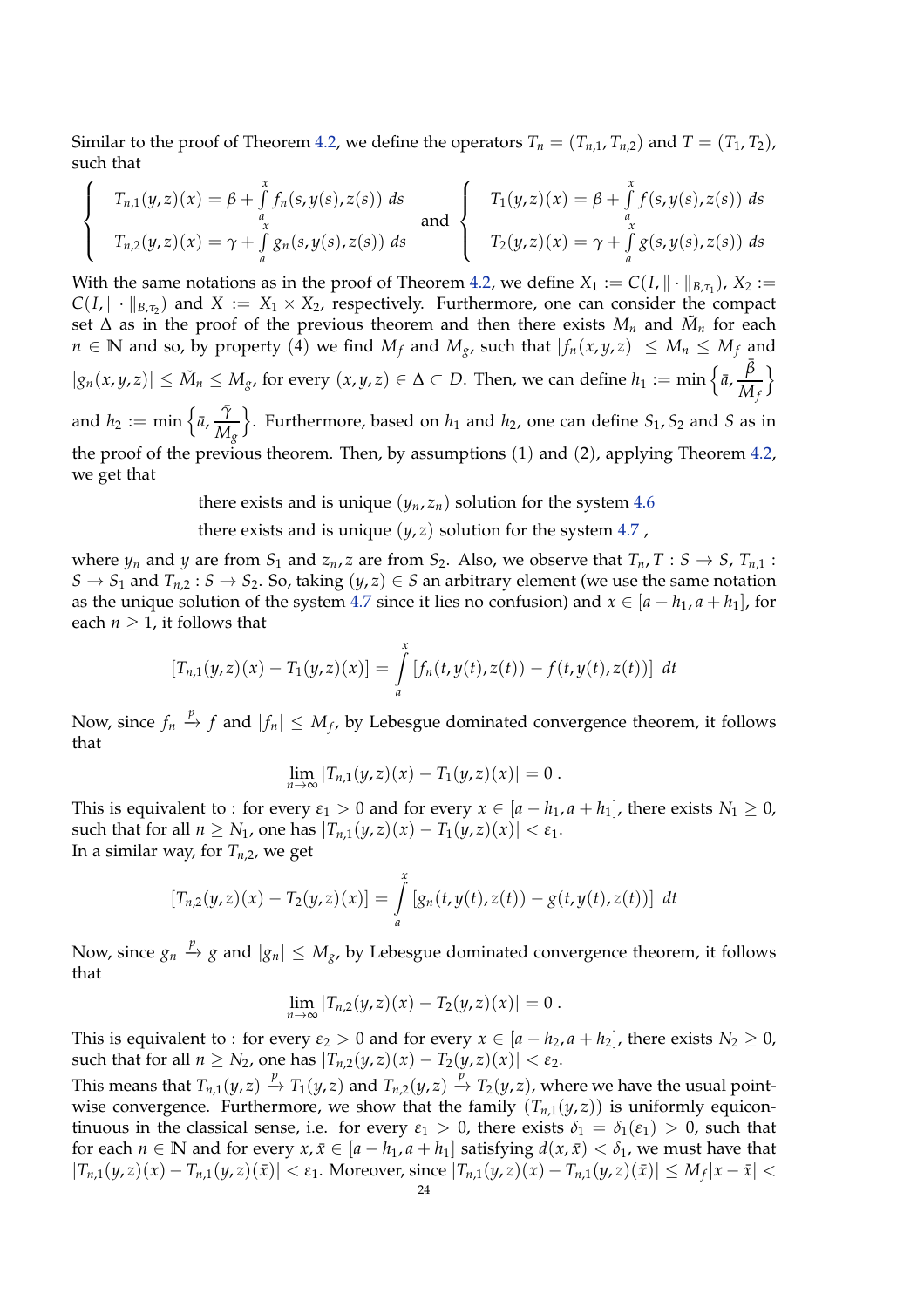Similar to the proof of Theorem 4.2, we define the operators $T_n = (T_{n,1}, T_{n,2})$ and $T = (T_1, T_2)$, such that

$$
\begin{cases} T_{n,1}(y,z)(x) = \beta + \int\limits_a^x f_n(s, y(s), z(s))\ ds \\ T_{n,2}(y,z)(x) = \gamma + \int\limits_a^x g_n(s, y(s), z(s))\ ds \end{cases} \text{and} \begin{cases} T_1(y,z)(x) = \beta + \int\limits_a^x f(s, y(s), z(s))\ ds \\ T_2(y,z)(x) = \gamma + \int\limits_a^x g(s, y(s), z(s))\ ds \end{cases}
$$

With the same notations as in the proof of Theorem 4.2, we define $X_1 := C(I, \|\cdot\|_{B,\tau_1})$, $X_2 := C(I, \|\cdot\|_{B,\tau_2})$ and $X := X_1 \times X_2$, respectively. Furthermore, one can consider the compact set $\Delta$ as in the proof of the previous theorem and then there exists $M_n$ and $\tilde{M}_n$ for each $n \in \mathbb{N}$ and so, by property (4) we find $M_f$ and $M_g$, such that $|f_n(x,y,z)| \leq M_n \leq M_f$ and $|g_n(x,y,z)| \leq \tilde{M}_n \leq M_g$, for every $(x,y,z) \in \Delta \subset D$. Then, we can define $h_1 := \min\left\{\bar{a}, \dfrac{\bar{\beta}}{M_f}\right\}$ and $h_2 := \min\left\{\bar{a}, \dfrac{\bar{\gamma}}{M_g}\right\}$. Furthermore, based on $h_1$ and $h_2$, one can define $S_1, S_2$ and $S$ as in the proof of the previous theorem. Then, by assumptions (1) and (2), applying Theorem 4.2, we get that

there exists and is unique $(y_n, z_n)$ solution for the system 4.6

there exists and is unique $(y, z)$ solution for the system 4.7 ,

where $y_n$ and $y$ are from $S_1$ and $z_n, z$ are from $S_2$. Also, we observe that $T_n, T : S \to S$, $T_{n,1} : S \to S_1$ and $T_{n,2} : S \to S_2$. So, taking $(y,z) \in S$ an arbitrary element (we use the same notation as the unique solution of the system 4.7 since it lies no confusion) and $x \in [a - h_1, a + h_1]$, for each $n \geq 1$, it follows that

$$
[T_{n,1}(y,z)(x) - T_1(y,z)(x)] = \int\limits_a^x [f_n(t, y(t), z(t)) - f(t, y(t), z(t))]\ dt
$$

Now, since $f_n \xrightarrow{p} f$ and $|f_n| \leq M_f$, by Lebesgue dominated convergence theorem, it follows that

$$
\lim_{n\to\infty} |T_{n,1}(y,z)(x) - T_1(y,z)(x)| = 0\ .
$$

This is equivalent to : for every $\varepsilon_1 > 0$ and for every $x \in [a - h_1, a + h_1]$, there exists $N_1 \geq 0$, such that for all $n \geq N_1$, one has $|T_{n,1}(y,z)(x) - T_1(y,z)(x)| < \varepsilon_1$.
In a similar way, for $T_{n,2}$, we get

$$
[T_{n,2}(y,z)(x) - T_2(y,z)(x)] = \int\limits_a^x [g_n(t, y(t), z(t)) - g(t, y(t), z(t))]\ dt
$$

Now, since $g_n \xrightarrow{p} g$ and $|g_n| \leq M_g$, by Lebesgue dominated convergence theorem, it follows that

$$
\lim_{n\to\infty} |T_{n,2}(y,z)(x) - T_2(y,z)(x)| = 0\ .
$$

This is equivalent to : for every $\varepsilon_2 > 0$ and for every $x \in [a - h_2, a + h_2]$, there exists $N_2 \geq 0$, such that for all $n \geq N_2$, one has $|T_{n,2}(y,z)(x) - T_2(y,z)(x)| < \varepsilon_2$.
This means that $T_{n,1}(y,z) \xrightarrow{p} T_1(y,z)$ and $T_{n,2}(y,z) \xrightarrow{p} T_2(y,z)$, where we have the usual pointwise convergence. Furthermore, we show that the family $(T_{n,1}(y,z))$ is uniformly equicontinuous in the classical sense, i.e. for every $\varepsilon_1 > 0$, there exists $\delta_1 = \delta_1(\varepsilon_1) > 0$, such that for each $n \in \mathbb{N}$ and for every $x, \bar{x} \in [a - h_1, a + h_1]$ satisfying $d(x, \bar{x}) < \delta_1$, we must have that $|T_{n,1}(y,z)(x) - T_{n,1}(y,z)(\bar{x})| < \varepsilon_1$. Moreover, since $|T_{n,1}(y,z)(x) - T_{n,1}(y,z)(\bar{x})| \leq M_f|x - \bar{x}| <$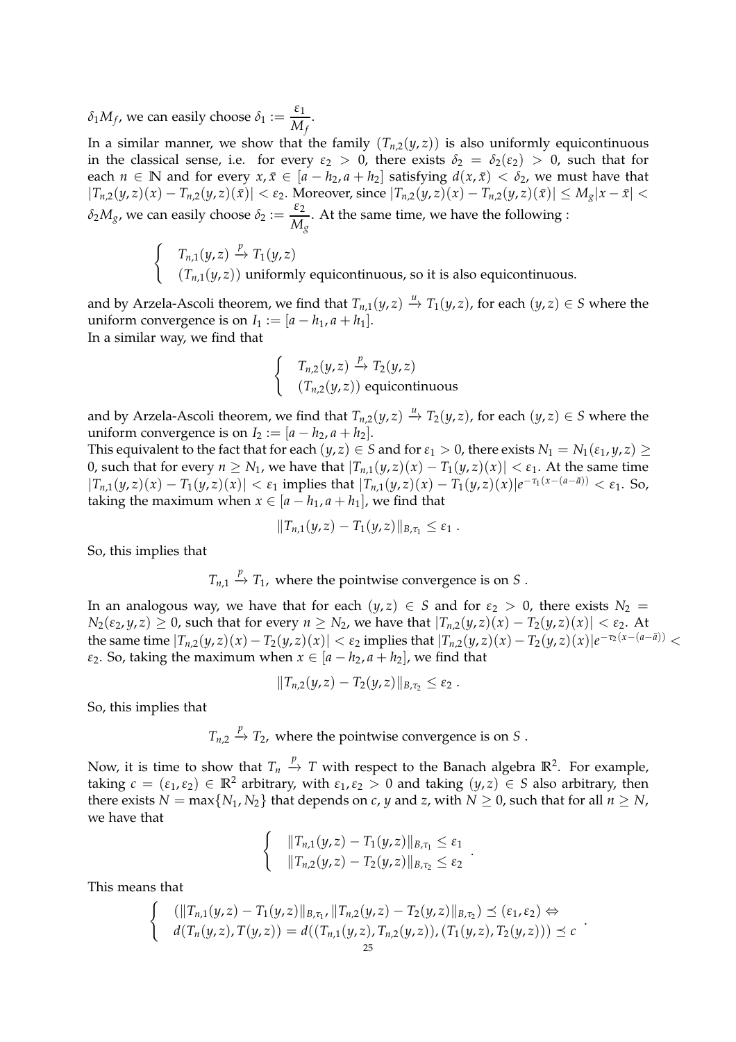$\delta_1 M_f$, we can easily choose $\delta_1 := \dfrac{\varepsilon_1}{M_f}$.

In a similar manner, we show that the family $(T_{n,2}(y,z))$ is also uniformly equicontinuous in the classical sense, i.e. for every $\varepsilon_2 > 0$, there exists $\delta_2 = \delta_2(\varepsilon_2) > 0$, such that for each $n \in \mathbb{N}$ and for every $x, \bar{x} \in [a - h_2, a + h_2]$ satisfying $d(x, \bar{x}) < \delta_2$, we must have that $|T_{n,2}(y,z)(x) - T_{n,2}(y,z)(\bar{x})| < \varepsilon_2$. Moreover, since $|T_{n,2}(y,z)(x) - T_{n,2}(y,z)(\bar{x})| \leq M_g |x - \bar{x}| < \delta_2 M_g$, we can easily choose $\delta_2 := \dfrac{\varepsilon_2}{M_g}$. At the same time, we have the following :

$$\begin{cases} T_{n,1}(y,z) \xrightarrow{p} T_1(y,z) \\ (T_{n,1}(y,z)) \text{ uniformly equicontinuous, so it is also equicontinuous.} \end{cases}$$

and by Arzela-Ascoli theorem, we find that $T_{n,1}(y,z) \xrightarrow{u} T_1(y,z)$, for each $(y,z) \in S$ where the uniform convergence is on $I_1 := [a - h_1, a + h_1]$.

In a similar way, we find that

$$\begin{cases} T_{n,2}(y,z) \xrightarrow{p} T_2(y,z) \\ (T_{n,2}(y,z)) \text{ equicontinuous} \end{cases}$$

and by Arzela-Ascoli theorem, we find that $T_{n,2}(y,z) \xrightarrow{u} T_2(y,z)$, for each $(y,z) \in S$ where the uniform convergence is on $I_2 := [a - h_2, a + h_2]$.

This equivalent to the fact that for each $(y,z) \in S$ and for $\varepsilon_1 > 0$, there exists $N_1 = N_1(\varepsilon_1, y, z) \geq 0$, such that for every $n \geq N_1$, we have that $|T_{n,1}(y,z)(x) - T_1(y,z)(x)| < \varepsilon_1$. At the same time $|T_{n,1}(y,z)(x) - T_1(y,z)(x)| < \varepsilon_1$ implies that $|T_{n,1}(y,z)(x) - T_1(y,z)(x)| e^{-\tau_1(x-(a-\bar{a}))} < \varepsilon_1$. So, taking the maximum when $x \in [a - h_1, a + h_1]$, we find that

$$\|T_{n,1}(y,z) - T_1(y,z)\|_{B,\tau_1} \leq \varepsilon_1 \ .$$

So, this implies that

$$T_{n,1} \xrightarrow{p} T_1, \text{ where the pointwise convergence is on } S \ .$$

In an analogous way, we have that for each $(y,z) \in S$ and for $\varepsilon_2 > 0$, there exists $N_2 = N_2(\varepsilon_2, y, z) \geq 0$, such that for every $n \geq N_2$, we have that $|T_{n,2}(y,z)(x) - T_2(y,z)(x)| < \varepsilon_2$. At the same time $|T_{n,2}(y,z)(x) - T_2(y,z)(x)| < \varepsilon_2$ implies that $|T_{n,2}(y,z)(x) - T_2(y,z)(x)| e^{-\tau_2(x-(a-\bar{a}))} < \varepsilon_2$. So, taking the maximum when $x \in [a - h_2, a + h_2]$, we find that

$$\|T_{n,2}(y,z) - T_2(y,z)\|_{B,\tau_2} \leq \varepsilon_2 \ .$$

So, this implies that

$$T_{n,2} \xrightarrow{p} T_2, \text{ where the pointwise convergence is on } S \ .$$

Now, it is time to show that $T_n \xrightarrow{p} T$ with respect to the Banach algebra $\mathbb{R}^2$. For example, taking $c = (\varepsilon_1, \varepsilon_2) \in \mathbb{R}^2$ arbitrary, with $\varepsilon_1, \varepsilon_2 > 0$ and taking $(y,z) \in S$ also arbitrary, then there exists $N = \max\{N_1, N_2\}$ that depends on $c$, $y$ and $z$, with $N \geq 0$, such that for all $n \geq N$, we have that

$$\begin{cases} \|T_{n,1}(y,z) - T_1(y,z)\|_{B,\tau_1} \leq \varepsilon_1 \\ \|T_{n,2}(y,z) - T_2(y,z)\|_{B,\tau_2} \leq \varepsilon_2 \end{cases} .$$

This means that

$$\begin{cases} (\|T_{n,1}(y,z) - T_1(y,z)\|_{B,\tau_1}, \|T_{n,2}(y,z) - T_2(y,z)\|_{B,\tau_2}) \preceq (\varepsilon_1, \varepsilon_2) \Leftrightarrow \\ d(T_n(y,z), T(y,z)) = d((T_{n,1}(y,z), T_{n,2}(y,z)), (T_1(y,z), T_2(y,z))) \preceq c \end{cases} .$$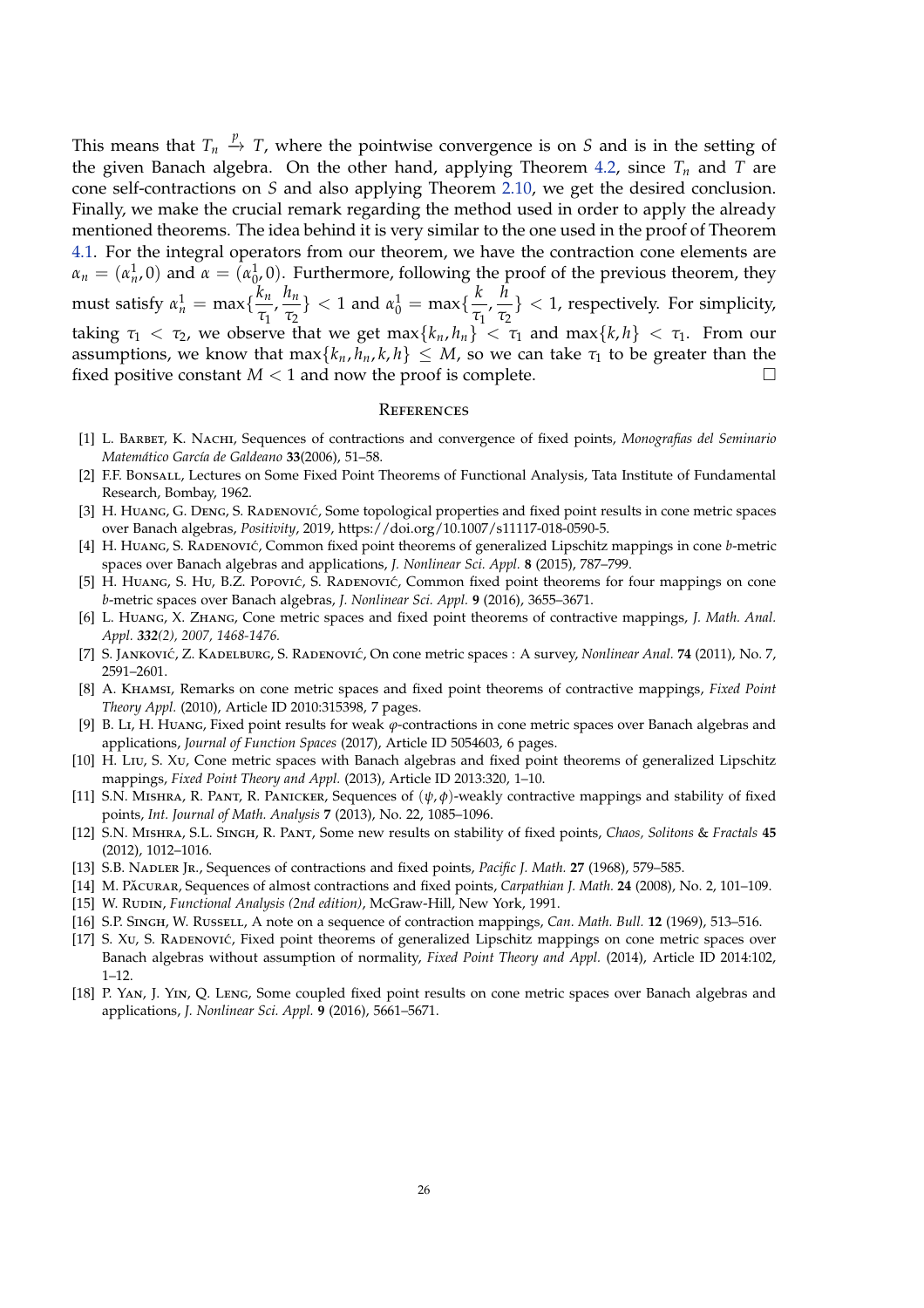This means that $T_n \xrightarrow{p} T$, where the pointwise convergence is on $S$ and is in the setting of the given Banach algebra. On the other hand, applying Theorem 4.2, since $T_n$ and $T$ are cone self-contractions on $S$ and also applying Theorem 2.10, we get the desired conclusion. Finally, we make the crucial remark regarding the method used in order to apply the already mentioned theorems. The idea behind it is very similar to the one used in the proof of Theorem 4.1. For the integral operators from our theorem, we have the contraction cone elements are $\alpha_n = (\alpha_n^1, 0)$ and $\alpha = (\alpha_0^1, 0)$. Furthermore, following the proof of the previous theorem, they must satisfy $\alpha_n^1 = \max\{\frac{k_n}{\tau_1}, \frac{h_n}{\tau_2}\} < 1$ and $\alpha_0^1 = \max\{\frac{k}{\tau_1}, \frac{h}{\tau_2}\} < 1$, respectively. For simplicity, taking $\tau_1 < \tau_2$, we observe that we get $\max\{k_n, h_n\} < \tau_1$ and $\max\{k, h\} < \tau_1$. From our assumptions, we know that $\max\{k_n, h_n, k, h\} \leq M$, so we can take $\tau_1$ to be greater than the fixed positive constant $M < 1$ and now the proof is complete. □

## References

[1] L. Barbet, K. Nachi, Sequences of contractions and convergence of fixed points, *Monografias del Seminario Matemático García de Galdeano* **33**(2006), 51–58.

[2] F.F. Bonsall, Lectures on Some Fixed Point Theorems of Functional Analysis, Tata Institute of Fundamental Research, Bombay, 1962.

[3] H. Huang, G. Deng, S. Radenović, Some topological properties and fixed point results in cone metric spaces over Banach algebras, *Positivity*, 2019, https://doi.org/10.1007/s11117-018-0590-5.

[4] H. Huang, S. Radenović, Common fixed point theorems of generalized Lipschitz mappings in cone $b$-metric spaces over Banach algebras and applications, *J. Nonlinear Sci. Appl.* **8** (2015), 787–799.

[5] H. Huang, S. Hu, B.Z. Popović, S. Radenović, Common fixed point theorems for four mappings on cone $b$-metric spaces over Banach algebras, *J. Nonlinear Sci. Appl.* **9** (2016), 3655–3671.

[6] L. Huang, X. Zhang, Cone metric spaces and fixed point theorems of contractive mappings, *J. Math. Anal. Appl.* ***332****(2), 2007, 1468-1476.*

[7] S. Janković, Z. Kadelburg, S. Radenović, On cone metric spaces : A survey, *Nonlinear Anal.* **74** (2011), No. 7, 2591–2601.

[8] A. Khamsi, Remarks on cone metric spaces and fixed point theorems of contractive mappings, *Fixed Point Theory Appl.* (2010), Article ID 2010:315398, 7 pages.

[9] B. Li, H. Huang, Fixed point results for weak $\varphi$-contractions in cone metric spaces over Banach algebras and applications, *Journal of Function Spaces* (2017), Article ID 5054603, 6 pages.

[10] H. Liu, S. Xu, Cone metric spaces with Banach algebras and fixed point theorems of generalized Lipschitz mappings, *Fixed Point Theory and Appl.* (2013), Article ID 2013:320, 1–10.

[11] S.N. Mishra, R. Pant, R. Panicker, Sequences of $(\psi, \phi)$-weakly contractive mappings and stability of fixed points, *Int. Journal of Math. Analysis* **7** (2013), No. 22, 1085–1096.

[12] S.N. Mishra, S.L. Singh, R. Pant, Some new results on stability of fixed points, *Chaos, Solitons* & *Fractals* **45** (2012), 1012–1016.

[13] S.B. Nadler Jr., Sequences of contractions and fixed points, *Pacific J. Math.* **27** (1968), 579–585.

[14] M. Păcurar, Sequences of almost contractions and fixed points, *Carpathian J. Math.* **24** (2008), No. 2, 101–109.

[15] W. Rudin, *Functional Analysis (2nd edition)*, McGraw-Hill, New York, 1991.

[16] S.P. Singh, W. Russell, A note on a sequence of contraction mappings, *Can. Math. Bull.* **12** (1969), 513–516.

[17] S. Xu, S. Radenović, Fixed point theorems of generalized Lipschitz mappings on cone metric spaces over Banach algebras without assumption of normality, *Fixed Point Theory and Appl.* (2014), Article ID 2014:102, 1–12.

[18] P. Yan, J. Yin, Q. Leng, Some coupled fixed point results on cone metric spaces over Banach algebras and applications, *J. Nonlinear Sci. Appl.* **9** (2016), 5661–5671.